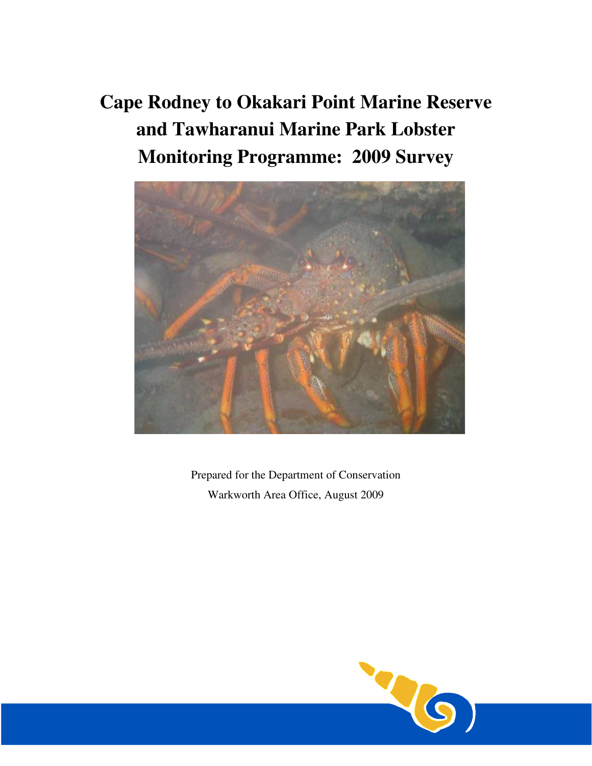# Cape Rodney to Okakari Point Marine Reserve and Tawharanui Marine Park Lobster Monitoring Programme: 2009 Survey

Prepared for the Department of Conservation

Warkworth Area Office, August 2009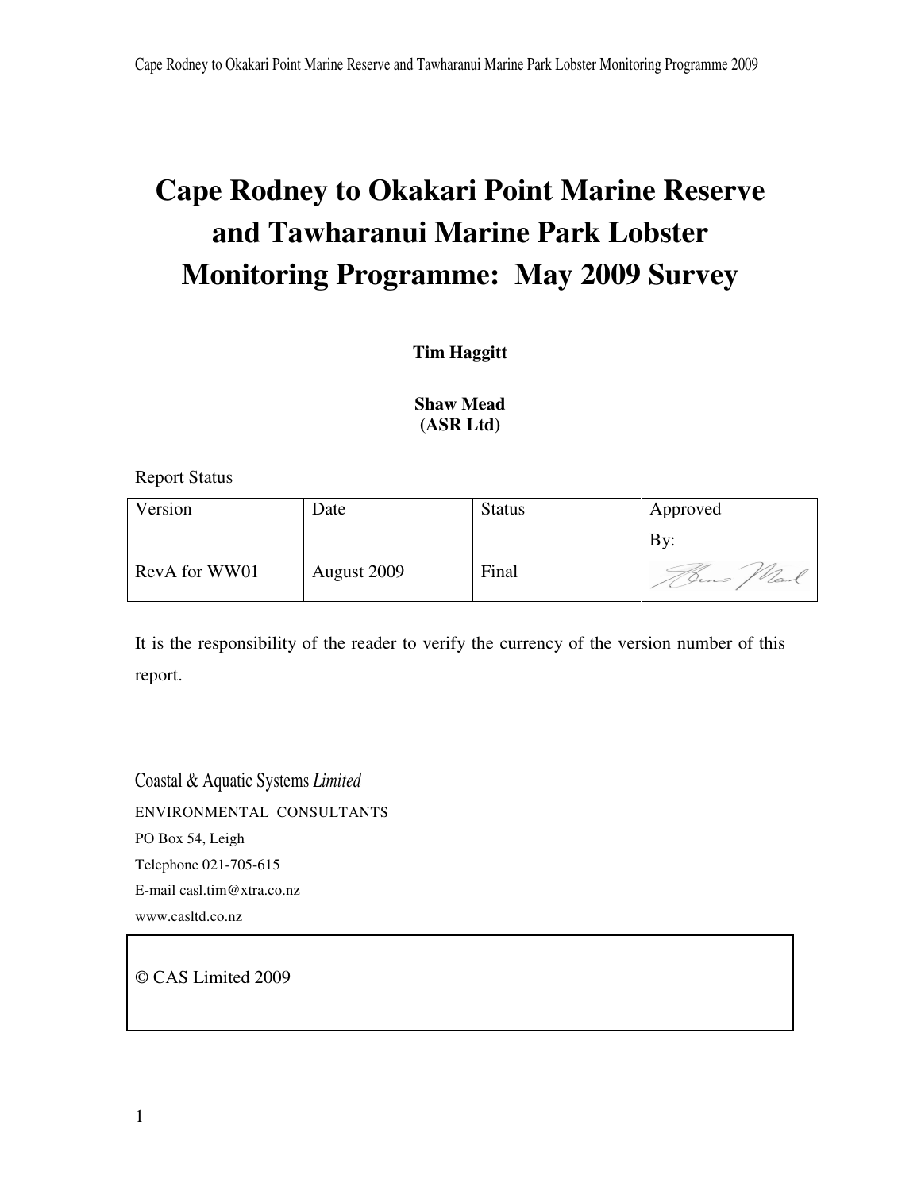# Cape Rodney to Okakari Point Marine Reserve and Tawharanui Marine Park Lobster Monitoring Programme: May 2009 Survey

**Tim Haggitt**

**Shaw Mead**
**(ASR Ltd)**

Report Status

| Version | Date | Status | Approved By: |
|---|---|---|---|
| RevA for WW01 | August 2009 | Final | |

It is the responsibility of the reader to verify the currency of the version number of this report.

Coastal & Aquatic Systems *Limited*

ENVIRONMENTAL CONSULTANTS

PO Box 54, Leigh

Telephone 021-705-615

E-mail casl.tim@xtra.co.nz

www.casltd.co.nz

© CAS Limited 2009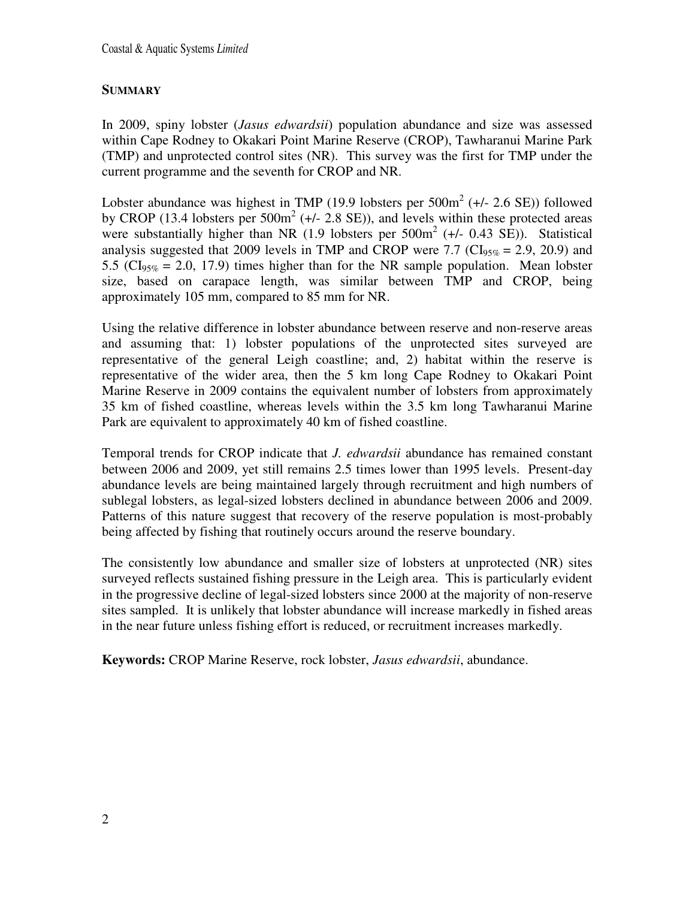## SUMMARY

In 2009, spiny lobster (*Jasus edwardsii*) population abundance and size was assessed within Cape Rodney to Okakari Point Marine Reserve (CROP), Tawharanui Marine Park (TMP) and unprotected control sites (NR). This survey was the first for TMP under the current programme and the seventh for CROP and NR.

Lobster abundance was highest in TMP (19.9 lobsters per $500m^2$ (+/- 2.6 SE)) followed by CROP (13.4 lobsters per $500m^2$ (+/- 2.8 SE)), and levels within these protected areas were substantially higher than NR (1.9 lobsters per $500m^2$ (+/- 0.43 SE)). Statistical analysis suggested that 2009 levels in TMP and CROP were 7.7 ($CI_{95\%}$ = 2.9, 20.9) and 5.5 ($CI_{95\%}$ = 2.0, 17.9) times higher than for the NR sample population. Mean lobster size, based on carapace length, was similar between TMP and CROP, being approximately 105 mm, compared to 85 mm for NR.

Using the relative difference in lobster abundance between reserve and non-reserve areas and assuming that: 1) lobster populations of the unprotected sites surveyed are representative of the general Leigh coastline; and, 2) habitat within the reserve is representative of the wider area, then the 5 km long Cape Rodney to Okakari Point Marine Reserve in 2009 contains the equivalent number of lobsters from approximately 35 km of fished coastline, whereas levels within the 3.5 km long Tawharanui Marine Park are equivalent to approximately 40 km of fished coastline.

Temporal trends for CROP indicate that *J. edwardsii* abundance has remained constant between 2006 and 2009, yet still remains 2.5 times lower than 1995 levels. Present-day abundance levels are being maintained largely through recruitment and high numbers of sublegal lobsters, as legal-sized lobsters declined in abundance between 2006 and 2009. Patterns of this nature suggest that recovery of the reserve population is most-probably being affected by fishing that routinely occurs around the reserve boundary.

The consistently low abundance and smaller size of lobsters at unprotected (NR) sites surveyed reflects sustained fishing pressure in the Leigh area. This is particularly evident in the progressive decline of legal-sized lobsters since 2000 at the majority of non-reserve sites sampled. It is unlikely that lobster abundance will increase markedly in fished areas in the near future unless fishing effort is reduced, or recruitment increases markedly.

**Keywords:** CROP Marine Reserve, rock lobster, *Jasus edwardsii*, abundance.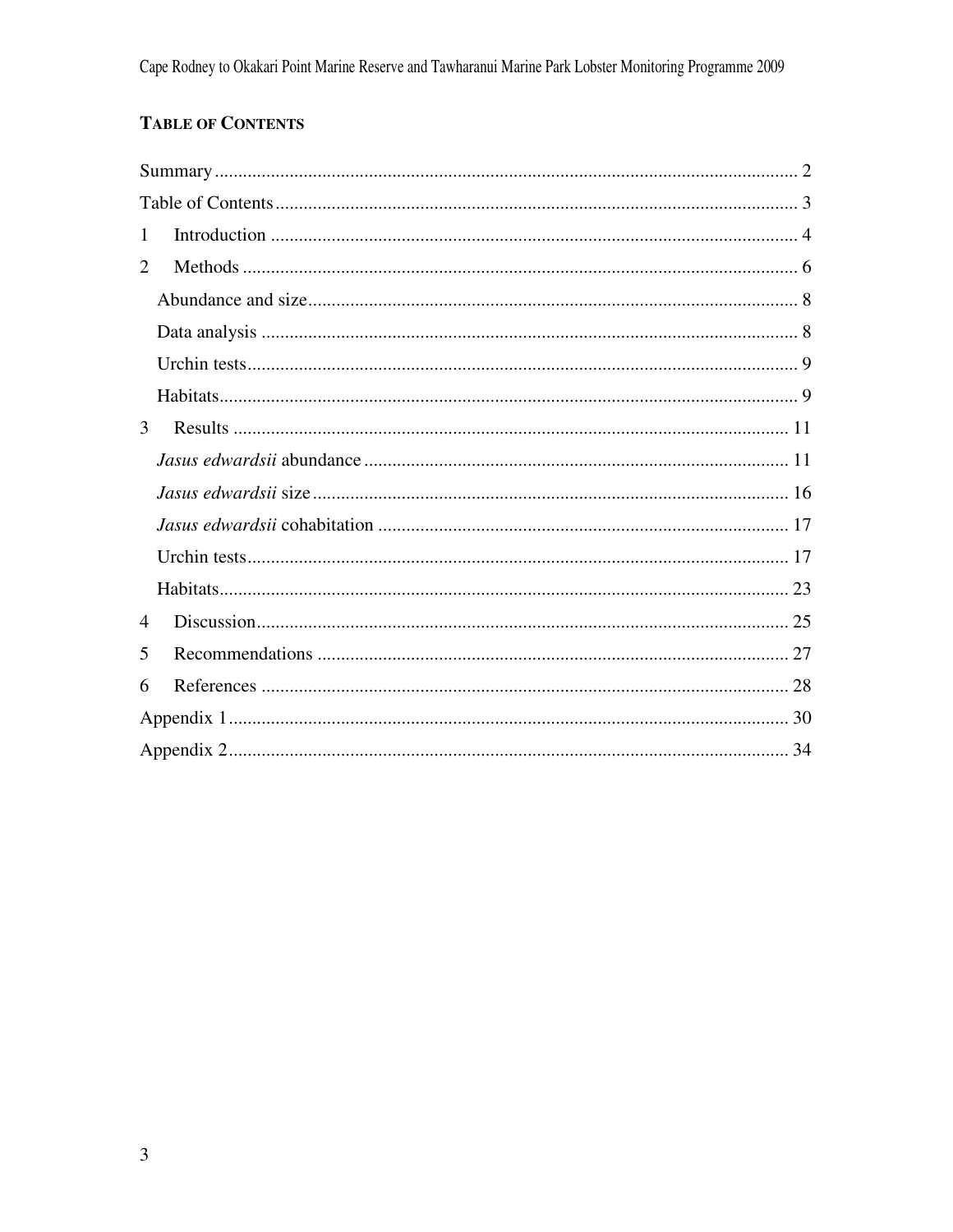## Table of Contents

Summary ........................................................................................................... 2

Table of Contents .............................................................................................. 3

1 Introduction ................................................................................................... 4

2 Methods ......................................................................................................... 6

  Abundance and size ........................................................................................ 8

  Data analysis ................................................................................................... 8

  Urchin tests ..................................................................................................... 9

  Habitats ........................................................................................................... 9

3 Results ........................................................................................................... 11

  *Jasus edwardsii* abundance .......................................................................... 11

  *Jasus edwardsii* size ..................................................................................... 16

  *Jasus edwardsii* cohabitation ........................................................................ 17

  Urchin tests ..................................................................................................... 17

  Habitats ........................................................................................................... 23

4 Discussion ...................................................................................................... 25

5 Recommendations .......................................................................................... 27

6 References ...................................................................................................... 28

Appendix 1 ......................................................................................................... 30

Appendix 2 ......................................................................................................... 34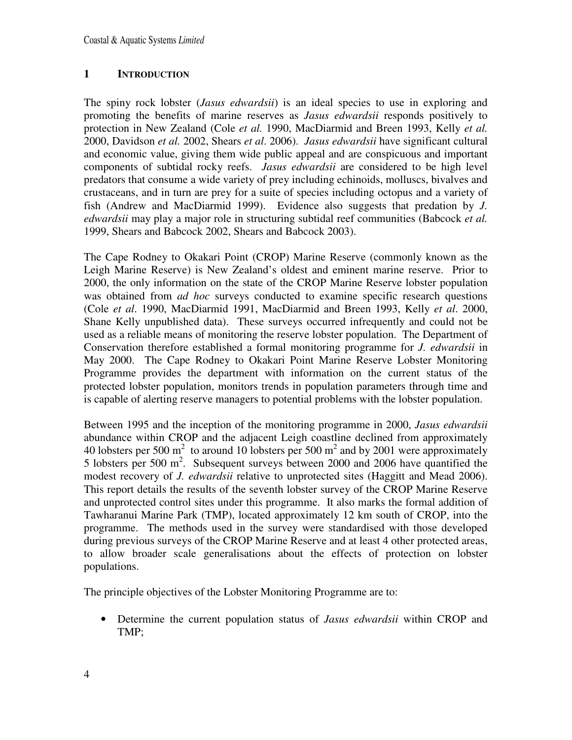# 1 INTRODUCTION

The spiny rock lobster (*Jasus edwardsii*) is an ideal species to use in exploring and promoting the benefits of marine reserves as *Jasus edwardsii* responds positively to protection in New Zealand (Cole *et al.* 1990, MacDiarmid and Breen 1993, Kelly *et al.* 2000, Davidson *et al.* 2002, Shears *et al*. 2006). *Jasus edwardsii* have significant cultural and economic value, giving them wide public appeal and are conspicuous and important components of subtidal rocky reefs. *Jasus edwardsii* are considered to be high level predators that consume a wide variety of prey including echinoids, molluscs, bivalves and crustaceans, and in turn are prey for a suite of species including octopus and a variety of fish (Andrew and MacDiarmid 1999). Evidence also suggests that predation by *J. edwardsii* may play a major role in structuring subtidal reef communities (Babcock *et al.* 1999, Shears and Babcock 2002, Shears and Babcock 2003).

The Cape Rodney to Okakari Point (CROP) Marine Reserve (commonly known as the Leigh Marine Reserve) is New Zealand's oldest and eminent marine reserve. Prior to 2000, the only information on the state of the CROP Marine Reserve lobster population was obtained from *ad hoc* surveys conducted to examine specific research questions (Cole *et al*. 1990, MacDiarmid 1991, MacDiarmid and Breen 1993, Kelly *et al*. 2000, Shane Kelly unpublished data). These surveys occurred infrequently and could not be used as a reliable means of monitoring the reserve lobster population. The Department of Conservation therefore established a formal monitoring programme for *J. edwardsii* in May 2000. The Cape Rodney to Okakari Point Marine Reserve Lobster Monitoring Programme provides the department with information on the current status of the protected lobster population, monitors trends in population parameters through time and is capable of alerting reserve managers to potential problems with the lobster population.

Between 1995 and the inception of the monitoring programme in 2000, *Jasus edwardsii* abundance within CROP and the adjacent Leigh coastline declined from approximately 40 lobsters per 500 $m^2$ to around 10 lobsters per 500 $m^2$ and by 2001 were approximately 5 lobsters per 500 $m^2$. Subsequent surveys between 2000 and 2006 have quantified the modest recovery of *J. edwardsii* relative to unprotected sites (Haggitt and Mead 2006). This report details the results of the seventh lobster survey of the CROP Marine Reserve and unprotected control sites under this programme. It also marks the formal addition of Tawharanui Marine Park (TMP), located approximately 12 km south of CROP, into the programme. The methods used in the survey were standardised with those developed during previous surveys of the CROP Marine Reserve and at least 4 other protected areas, to allow broader scale generalisations about the effects of protection on lobster populations.

The principle objectives of the Lobster Monitoring Programme are to:

- Determine the current population status of *Jasus edwardsii* within CROP and TMP;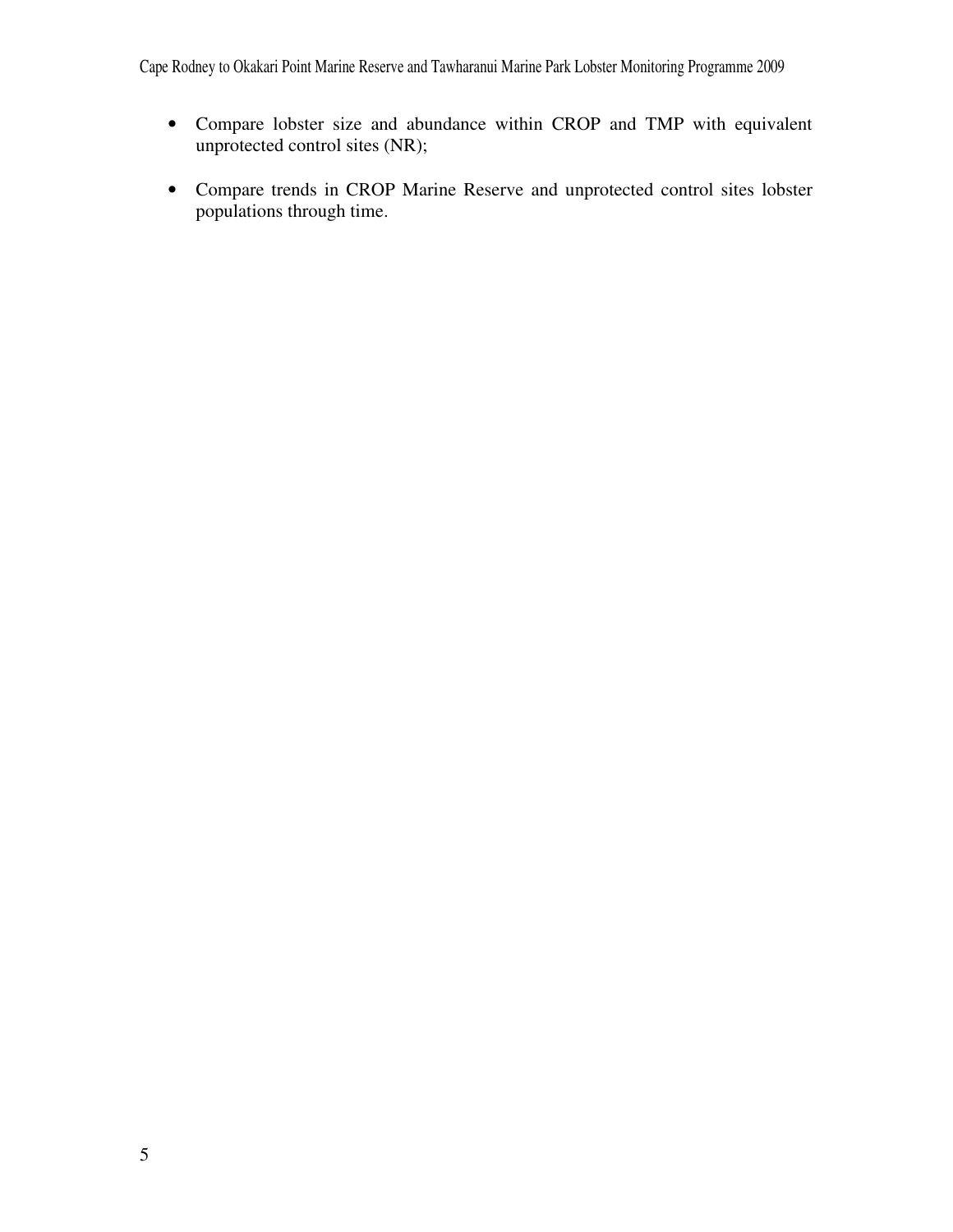- Compare lobster size and abundance within CROP and TMP with equivalent unprotected control sites (NR);

- Compare trends in CROP Marine Reserve and unprotected control sites lobster populations through time.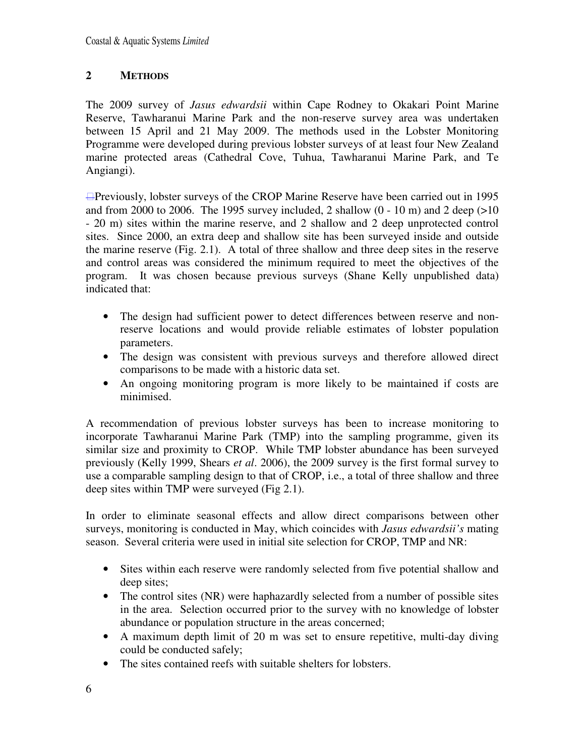## 2 METHODS

The 2009 survey of *Jasus edwardsii* within Cape Rodney to Okakari Point Marine Reserve, Tawharanui Marine Park and the non-reserve survey area was undertaken between 15 April and 21 May 2009. The methods used in the Lobster Monitoring Programme were developed during previous lobster surveys of at least four New Zealand marine protected areas (Cathedral Cove, Tuhua, Tawharanui Marine Park, and Te Angiangi).

Previously, lobster surveys of the CROP Marine Reserve have been carried out in 1995 and from 2000 to 2006. The 1995 survey included, 2 shallow (0 - 10 m) and 2 deep (>10 - 20 m) sites within the marine reserve, and 2 shallow and 2 deep unprotected control sites. Since 2000, an extra deep and shallow site has been surveyed inside and outside the marine reserve (Fig. 2.1). A total of three shallow and three deep sites in the reserve and control areas was considered the minimum required to meet the objectives of the program. It was chosen because previous surveys (Shane Kelly unpublished data) indicated that:

- The design had sufficient power to detect differences between reserve and non-reserve locations and would provide reliable estimates of lobster population parameters.
- The design was consistent with previous surveys and therefore allowed direct comparisons to be made with a historic data set.
- An ongoing monitoring program is more likely to be maintained if costs are minimised.

A recommendation of previous lobster surveys has been to increase monitoring to incorporate Tawharanui Marine Park (TMP) into the sampling programme, given its similar size and proximity to CROP. While TMP lobster abundance has been surveyed previously (Kelly 1999, Shears *et al*. 2006), the 2009 survey is the first formal survey to use a comparable sampling design to that of CROP, i.e., a total of three shallow and three deep sites within TMP were surveyed (Fig 2.1).

In order to eliminate seasonal effects and allow direct comparisons between other surveys, monitoring is conducted in May, which coincides with *Jasus edwardsii's* mating season. Several criteria were used in initial site selection for CROP, TMP and NR:

- Sites within each reserve were randomly selected from five potential shallow and deep sites;
- The control sites (NR) were haphazardly selected from a number of possible sites in the area. Selection occurred prior to the survey with no knowledge of lobster abundance or population structure in the areas concerned;
- A maximum depth limit of 20 m was set to ensure repetitive, multi-day diving could be conducted safely;
- The sites contained reefs with suitable shelters for lobsters.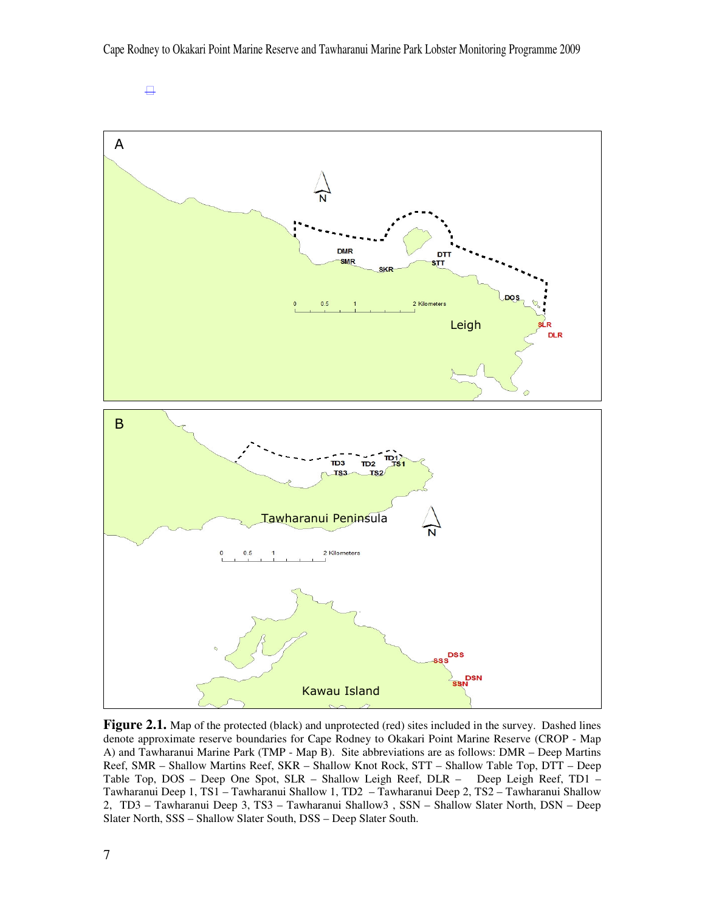**Figure 2.1.** Map of the protected (black) and unprotected (red) sites included in the survey. Dashed lines denote approximate reserve boundaries for Cape Rodney to Okakari Point Marine Reserve (CROP - Map A) and Tawharanui Marine Park (TMP - Map B). Site abbreviations are as follows: DMR – Deep Martins Reef, SMR – Shallow Martins Reef, SKR – Shallow Knot Rock, STT – Shallow Table Top, DTT – Deep Table Top, DOS – Deep One Spot, SLR – Shallow Leigh Reef, DLR – Deep Leigh Reef, TD1 – Tawharanui Deep 1, TS1 – Tawharanui Shallow 1, TD2 – Tawharanui Deep 2, TS2 – Tawharanui Shallow 2, TD3 – Tawharanui Deep 3, TS3 – Tawharanui Shallow3 , SSN – Shallow Slater North, DSN – Deep Slater North, SSS – Shallow Slater South, DSS – Deep Slater South.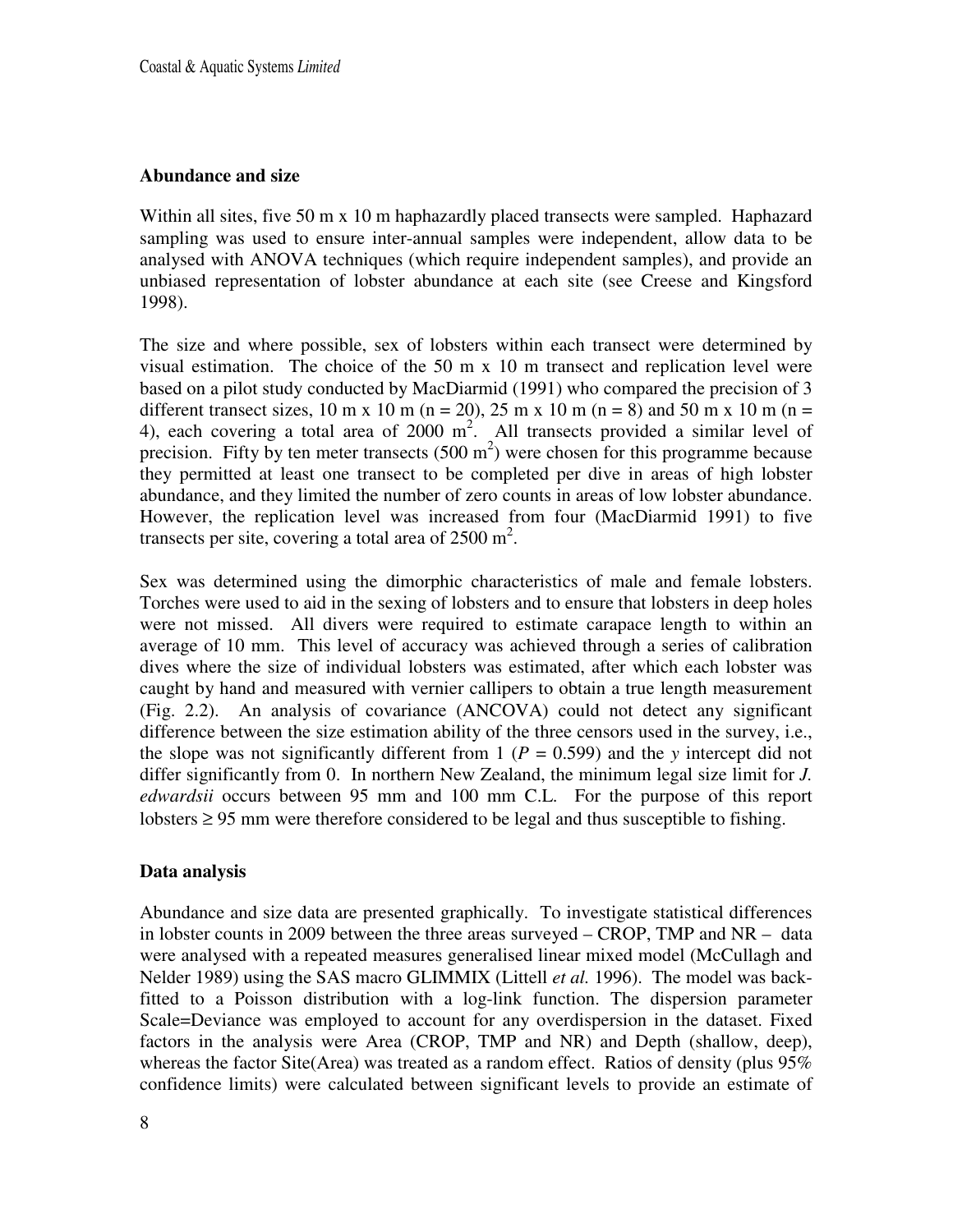## Abundance and size

Within all sites, five 50 m x 10 m haphazardly placed transects were sampled. Haphazard sampling was used to ensure inter-annual samples were independent, allow data to be analysed with ANOVA techniques (which require independent samples), and provide an unbiased representation of lobster abundance at each site (see Creese and Kingsford 1998).

The size and where possible, sex of lobsters within each transect were determined by visual estimation. The choice of the 50 m x 10 m transect and replication level were based on a pilot study conducted by MacDiarmid (1991) who compared the precision of 3 different transect sizes, 10 m x 10 m (n = 20), 25 m x 10 m (n = 8) and 50 m x 10 m (n = 4), each covering a total area of 2000 $m^2$. All transects provided a similar level of precision. Fifty by ten meter transects (500 $m^2$) were chosen for this programme because they permitted at least one transect to be completed per dive in areas of high lobster abundance, and they limited the number of zero counts in areas of low lobster abundance. However, the replication level was increased from four (MacDiarmid 1991) to five transects per site, covering a total area of 2500 $m^2$.

Sex was determined using the dimorphic characteristics of male and female lobsters. Torches were used to aid in the sexing of lobsters and to ensure that lobsters in deep holes were not missed. All divers were required to estimate carapace length to within an average of 10 mm. This level of accuracy was achieved through a series of calibration dives where the size of individual lobsters was estimated, after which each lobster was caught by hand and measured with vernier callipers to obtain a true length measurement (Fig. 2.2). An analysis of covariance (ANCOVA) could not detect any significant difference between the size estimation ability of the three censors used in the survey, i.e., the slope was not significantly different from 1 ($P = 0.599$) and the $y$ intercept did not differ significantly from 0. In northern New Zealand, the minimum legal size limit for *J. edwardsii* occurs between 95 mm and 100 mm C.L. For the purpose of this report lobsters ≥ 95 mm were therefore considered to be legal and thus susceptible to fishing.

## Data analysis

Abundance and size data are presented graphically. To investigate statistical differences in lobster counts in 2009 between the three areas surveyed – CROP, TMP and NR – data were analysed with a repeated measures generalised linear mixed model (McCullagh and Nelder 1989) using the SAS macro GLIMMIX (Littell *et al.* 1996). The model was back-fitted to a Poisson distribution with a log-link function. The dispersion parameter Scale=Deviance was employed to account for any overdispersion in the dataset. Fixed factors in the analysis were Area (CROP, TMP and NR) and Depth (shallow, deep), whereas the factor Site(Area) was treated as a random effect. Ratios of density (plus 95% confidence limits) were calculated between significant levels to provide an estimate of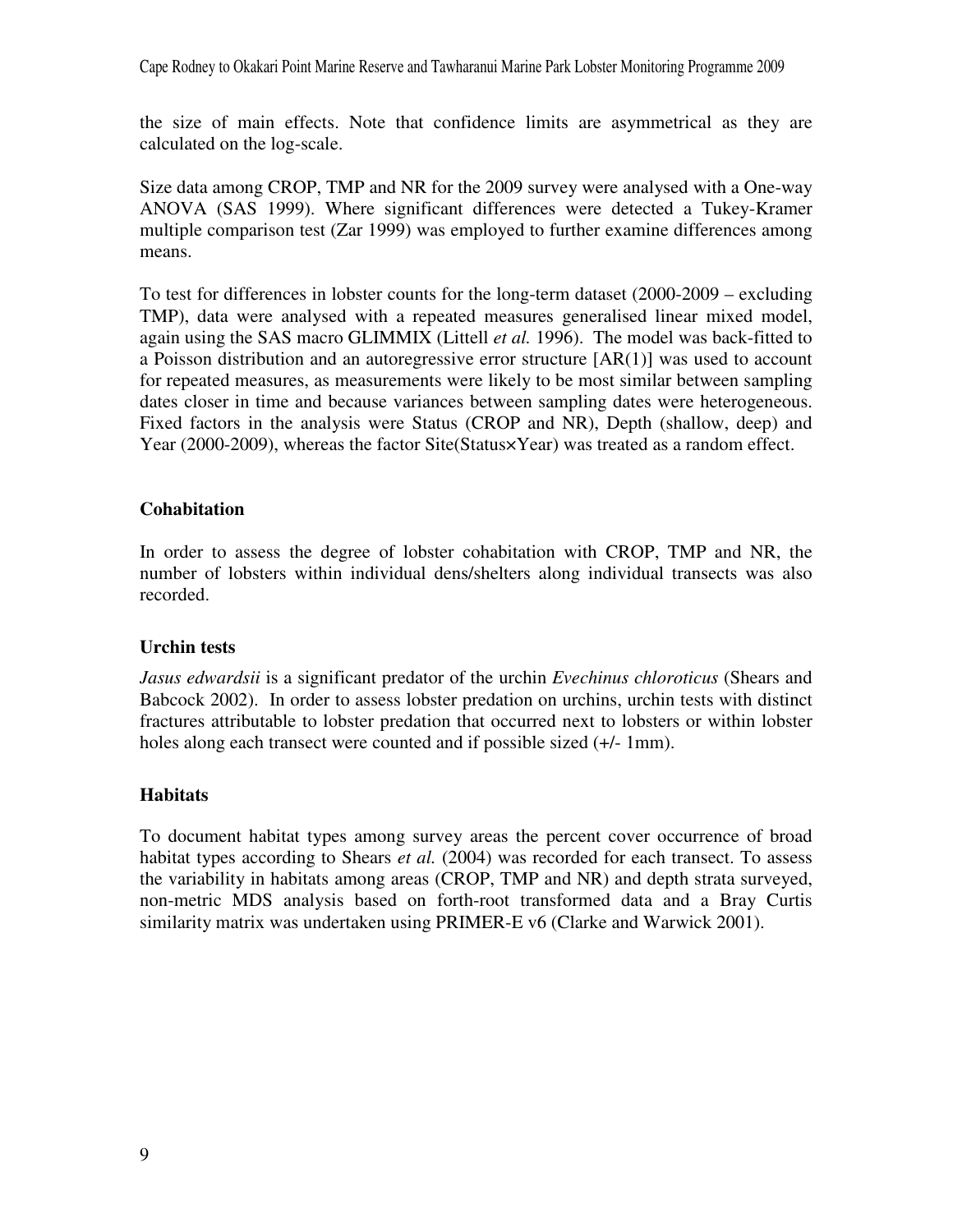the size of main effects. Note that confidence limits are asymmetrical as they are calculated on the log-scale.

Size data among CROP, TMP and NR for the 2009 survey were analysed with a One-way ANOVA (SAS 1999). Where significant differences were detected a Tukey-Kramer multiple comparison test (Zar 1999) was employed to further examine differences among means.

To test for differences in lobster counts for the long-term dataset (2000-2009 – excluding TMP), data were analysed with a repeated measures generalised linear mixed model, again using the SAS macro GLIMMIX (Littell *et al.* 1996). The model was back-fitted to a Poisson distribution and an autoregressive error structure [AR(1)] was used to account for repeated measures, as measurements were likely to be most similar between sampling dates closer in time and because variances between sampling dates were heterogeneous. Fixed factors in the analysis were Status (CROP and NR), Depth (shallow, deep) and Year (2000-2009), whereas the factor Site(Status×Year) was treated as a random effect.

### Cohabitation

In order to assess the degree of lobster cohabitation with CROP, TMP and NR, the number of lobsters within individual dens/shelters along individual transects was also recorded.

### Urchin tests

*Jasus edwardsii* is a significant predator of the urchin *Evechinus chloroticus* (Shears and Babcock 2002). In order to assess lobster predation on urchins, urchin tests with distinct fractures attributable to lobster predation that occurred next to lobsters or within lobster holes along each transect were counted and if possible sized (+/- 1mm).

### Habitats

To document habitat types among survey areas the percent cover occurrence of broad habitat types according to Shears *et al.* (2004) was recorded for each transect. To assess the variability in habitats among areas (CROP, TMP and NR) and depth strata surveyed, non-metric MDS analysis based on forth-root transformed data and a Bray Curtis similarity matrix was undertaken using PRIMER-E v6 (Clarke and Warwick 2001).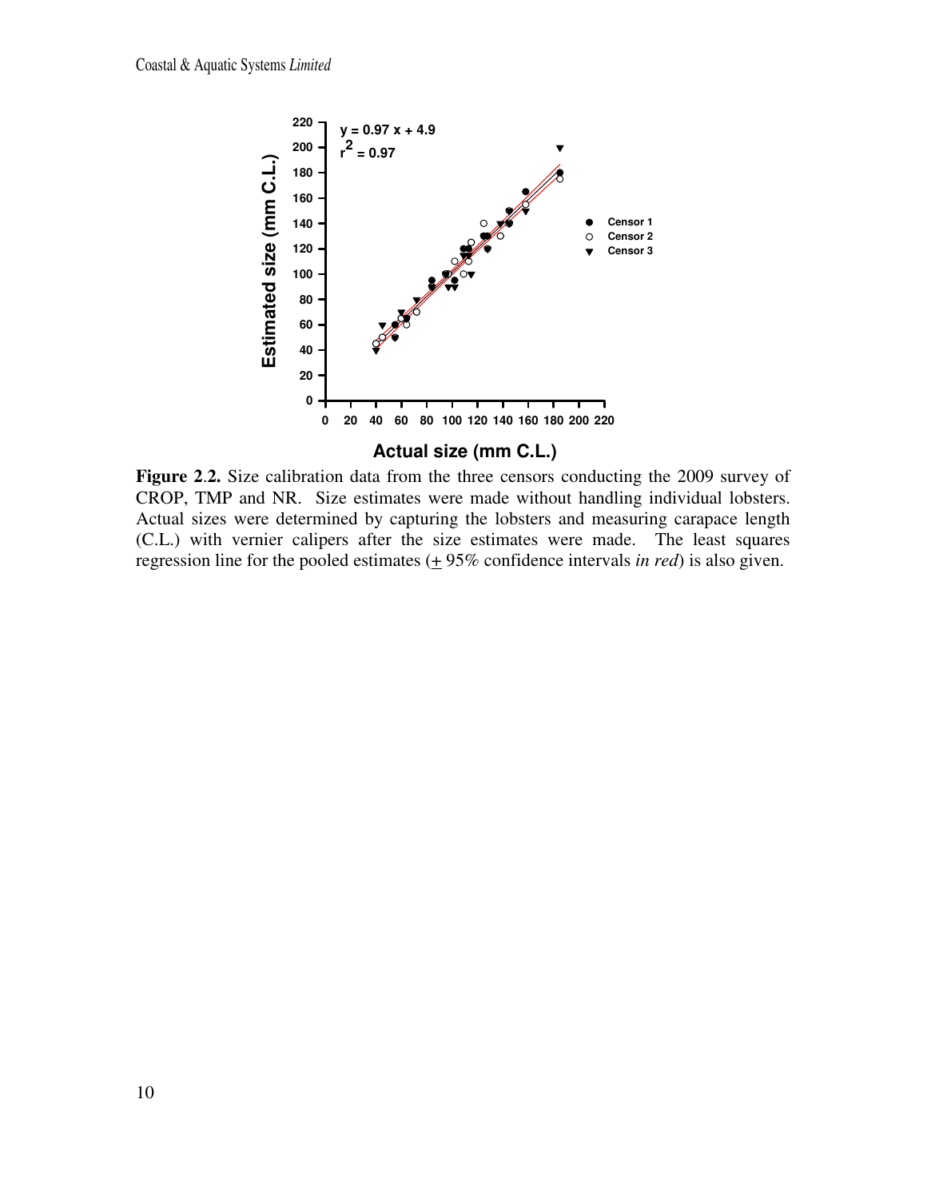**Figure 2.2.** Size calibration data from the three censors conducting the 2009 survey of CROP, TMP and NR. Size estimates were made without handling individual lobsters. Actual sizes were determined by capturing the lobsters and measuring carapace length (C.L.) with vernier calipers after the size estimates were made. The least squares regression line for the pooled estimates (± 95% confidence intervals *in red*) is also given.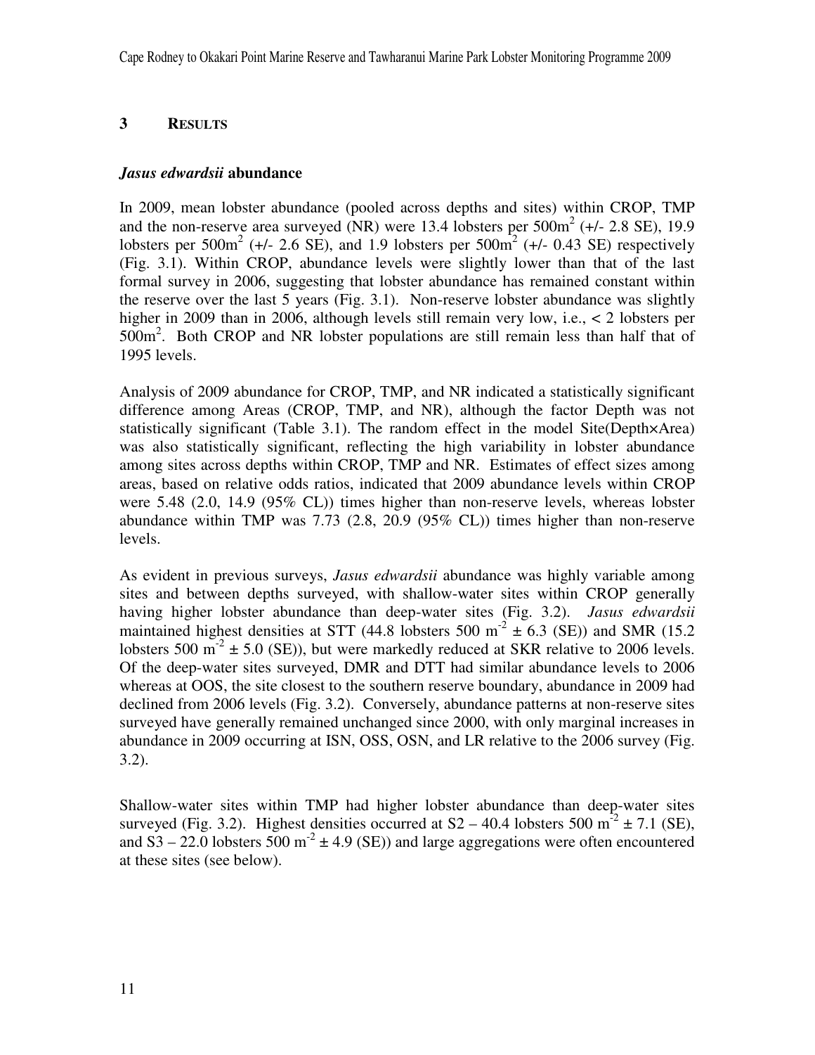## 3 RESULTS

### *Jasus edwardsii* abundance

In 2009, mean lobster abundance (pooled across depths and sites) within CROP, TMP and the non-reserve area surveyed (NR) were 13.4 lobsters per 500m$^2$ (+/- 2.8 SE), 19.9 lobsters per 500m$^2$ (+/- 2.6 SE), and 1.9 lobsters per 500m$^2$ (+/- 0.43 SE) respectively (Fig. 3.1). Within CROP, abundance levels were slightly lower than that of the last formal survey in 2006, suggesting that lobster abundance has remained constant within the reserve over the last 5 years (Fig. 3.1). Non-reserve lobster abundance was slightly higher in 2009 than in 2006, although levels still remain very low, i.e., < 2 lobsters per 500m$^2$. Both CROP and NR lobster populations are still remain less than half that of 1995 levels.

Analysis of 2009 abundance for CROP, TMP, and NR indicated a statistically significant difference among Areas (CROP, TMP, and NR), although the factor Depth was not statistically significant (Table 3.1). The random effect in the model Site(Depth×Area) was also statistically significant, reflecting the high variability in lobster abundance among sites across depths within CROP, TMP and NR. Estimates of effect sizes among areas, based on relative odds ratios, indicated that 2009 abundance levels within CROP were 5.48 (2.0, 14.9 (95% CL)) times higher than non-reserve levels, whereas lobster abundance within TMP was 7.73 (2.8, 20.9 (95% CL)) times higher than non-reserve levels.

As evident in previous surveys, *Jasus edwardsii* abundance was highly variable among sites and between depths surveyed, with shallow-water sites within CROP generally having higher lobster abundance than deep-water sites (Fig. 3.2). *Jasus edwardsii* maintained highest densities at STT (44.8 lobsters 500 m$^{-2}$ ± 6.3 (SE)) and SMR (15.2 lobsters 500 m$^{-2}$ ± 5.0 (SE)), but were markedly reduced at SKR relative to 2006 levels. Of the deep-water sites surveyed, DMR and DTT had similar abundance levels to 2006 whereas at OOS, the site closest to the southern reserve boundary, abundance in 2009 had declined from 2006 levels (Fig. 3.2). Conversely, abundance patterns at non-reserve sites surveyed have generally remained unchanged since 2000, with only marginal increases in abundance in 2009 occurring at ISN, OSS, OSN, and LR relative to the 2006 survey (Fig. 3.2).

Shallow-water sites within TMP had higher lobster abundance than deep-water sites surveyed (Fig. 3.2). Highest densities occurred at S2 – 40.4 lobsters 500 m$^{-2}$ ± 7.1 (SE), and S3 – 22.0 lobsters 500 m$^{-2}$ ± 4.9 (SE)) and large aggregations were often encountered at these sites (see below).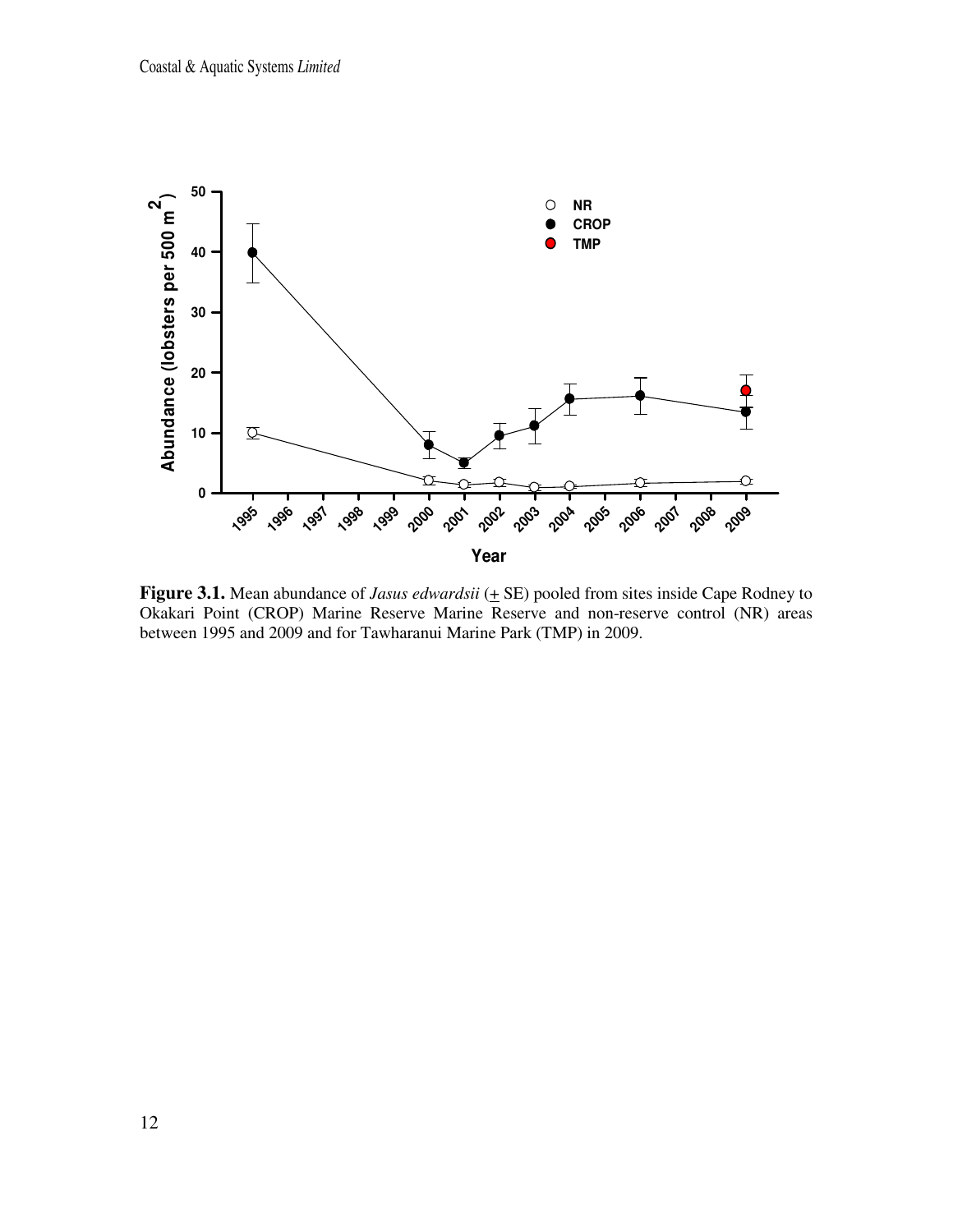**Figure 3.1.** Mean abundance of *Jasus edwardsii* (± SE) pooled from sites inside Cape Rodney to Okakari Point (CROP) Marine Reserve Marine Reserve and non-reserve control (NR) areas between 1995 and 2009 and for Tawharanui Marine Park (TMP) in 2009.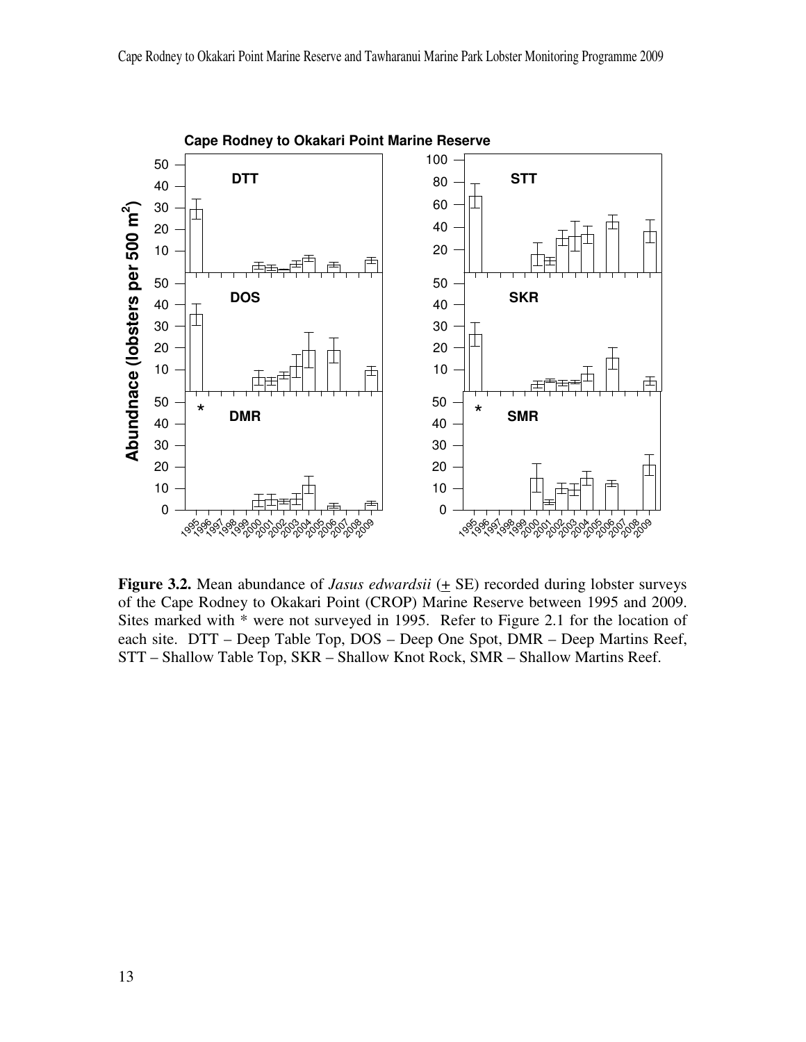**Figure 3.2.** Mean abundance of *Jasus edwardsii* (+ SE) recorded during lobster surveys of the Cape Rodney to Okakari Point (CROP) Marine Reserve between 1995 and 2009. Sites marked with * were not surveyed in 1995. Refer to Figure 2.1 for the location of each site. DTT – Deep Table Top, DOS – Deep One Spot, DMR – Deep Martins Reef, STT – Shallow Table Top, SKR – Shallow Knot Rock, SMR – Shallow Martins Reef.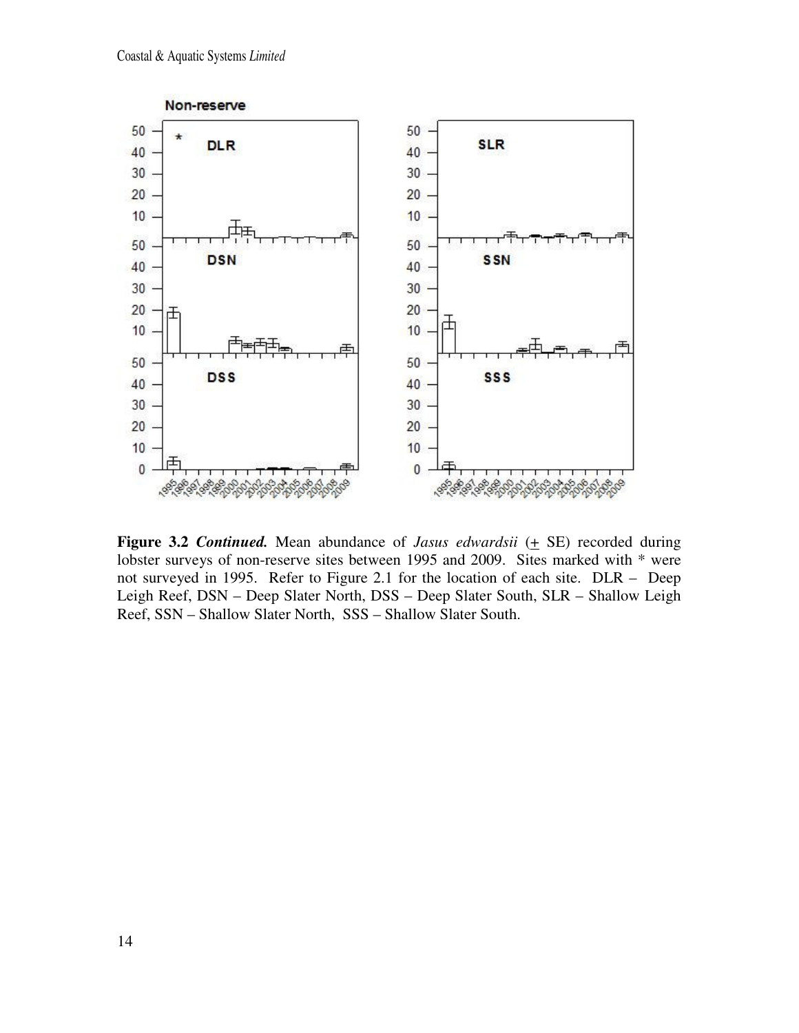**Figure 3.2** ***Continued.*** Mean abundance of *Jasus edwardsii* (+ SE) recorded during lobster surveys of non-reserve sites between 1995 and 2009. Sites marked with * were not surveyed in 1995. Refer to Figure 2.1 for the location of each site. DLR – Deep Leigh Reef, DSN – Deep Slater North, DSS – Deep Slater South, SLR – Shallow Leigh Reef, SSN – Shallow Slater North, SSS – Shallow Slater South.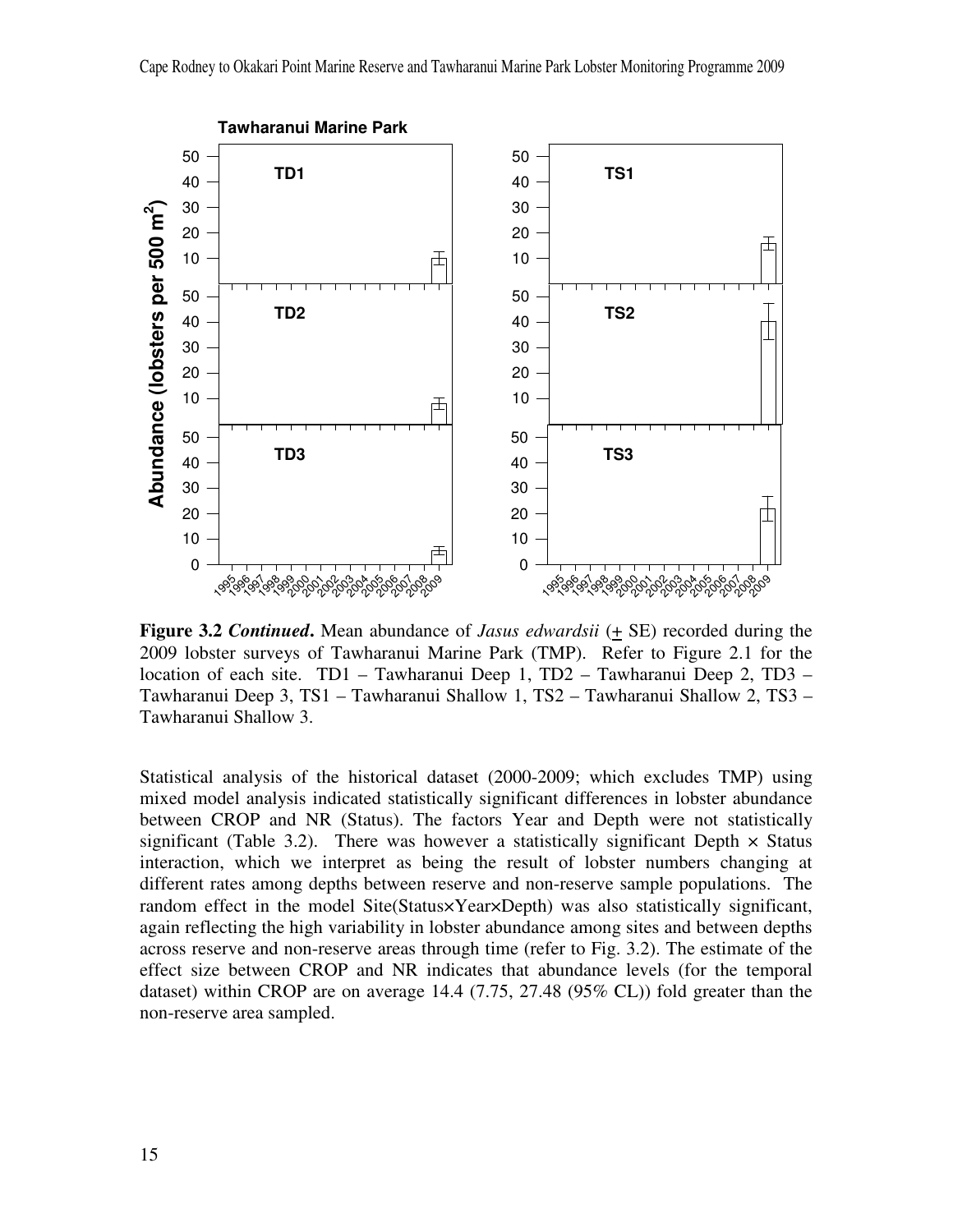**Figure 3.2** ***Continued*****.** Mean abundance of *Jasus edwardsii* (± SE) recorded during the 2009 lobster surveys of Tawharanui Marine Park (TMP). Refer to Figure 2.1 for the location of each site. TD1 – Tawharanui Deep 1, TD2 – Tawharanui Deep 2, TD3 – Tawharanui Deep 3, TS1 – Tawharanui Shallow 1, TS2 – Tawharanui Shallow 2, TS3 – Tawharanui Shallow 3.

Statistical analysis of the historical dataset (2000-2009; which excludes TMP) using mixed model analysis indicated statistically significant differences in lobster abundance between CROP and NR (Status). The factors Year and Depth were not statistically significant (Table 3.2). There was however a statistically significant Depth × Status interaction, which we interpret as being the result of lobster numbers changing at different rates among depths between reserve and non-reserve sample populations. The random effect in the model Site(Status×Year×Depth) was also statistically significant, again reflecting the high variability in lobster abundance among sites and between depths across reserve and non-reserve areas through time (refer to Fig. 3.2). The estimate of the effect size between CROP and NR indicates that abundance levels (for the temporal dataset) within CROP are on average 14.4 (7.75, 27.48 (95% CL)) fold greater than the non-reserve area sampled.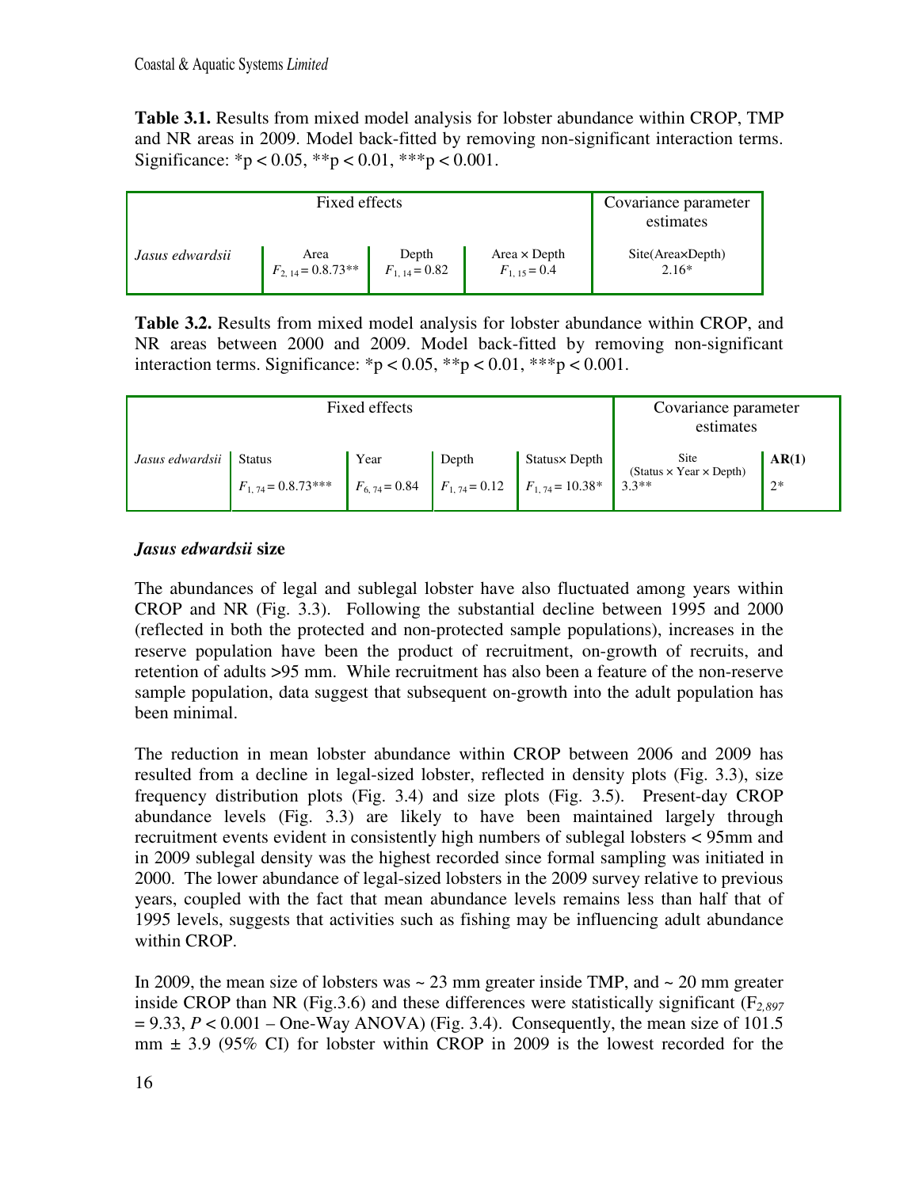**Table 3.1.** Results from mixed model analysis for lobster abundance within CROP, TMP and NR areas in 2009. Model back-fitted by removing non-significant interaction terms. Significance: *p < 0.05, **p < 0.01, ***p < 0.001.

| Fixed effects | | | | Covariance parameter estimates |
|---|---|---|---|---|
| *Jasus edwardsii* | Area $F_{2, 14} = 0.873$** | Depth $F_{1, 14} = 0.82$ | Area × Depth $F_{1, 15} = 0.4$ | Site(Area×Depth) 2.16* |

**Table 3.2.** Results from mixed model analysis for lobster abundance within CROP, and NR areas between 2000 and 2009. Model back-fitted by removing non-significant interaction terms. Significance: *p < 0.05, **p < 0.01, ***p < 0.001.

| Fixed effects | | | | | Covariance parameter estimates | |
|---|---|---|---|---|---|---|
| *Jasus edwardsii* | Status | Year | Depth | Status× Depth | Site (Status × Year × Depth) | **AR(1)** |
| | $F_{1, 74} = 0.873$*** | $F_{6, 74} = 0.84$ | $F_{1, 74} = 0.12$ | $F_{1, 74} = 10.38$* | 3.3** | 2* |

### *Jasus edwardsii* size

The abundances of legal and sublegal lobster have also fluctuated among years within CROP and NR (Fig. 3.3). Following the substantial decline between 1995 and 2000 (reflected in both the protected and non-protected sample populations), increases in the reserve population have been the product of recruitment, on-growth of recruits, and retention of adults >95 mm. While recruitment has also been a feature of the non-reserve sample population, data suggest that subsequent on-growth into the adult population has been minimal.

The reduction in mean lobster abundance within CROP between 2006 and 2009 has resulted from a decline in legal-sized lobster, reflected in density plots (Fig. 3.3), size frequency distribution plots (Fig. 3.4) and size plots (Fig. 3.5). Present-day CROP abundance levels (Fig. 3.3) are likely to have been maintained largely through recruitment events evident in consistently high numbers of sublegal lobsters < 95mm and in 2009 sublegal density was the highest recorded since formal sampling was initiated in 2000. The lower abundance of legal-sized lobsters in the 2009 survey relative to previous years, coupled with the fact that mean abundance levels remains less than half that of 1995 levels, suggests that activities such as fishing may be influencing adult abundance within CROP.

In 2009, the mean size of lobsters was ~ 23 mm greater inside TMP, and ~ 20 mm greater inside CROP than NR (Fig.3.6) and these differences were statistically significant ($F_{2,897} = 9.33$, $P < 0.001$ – One-Way ANOVA) (Fig. 3.4). Consequently, the mean size of 101.5 mm ± 3.9 (95% CI) for lobster within CROP in 2009 is the lowest recorded for the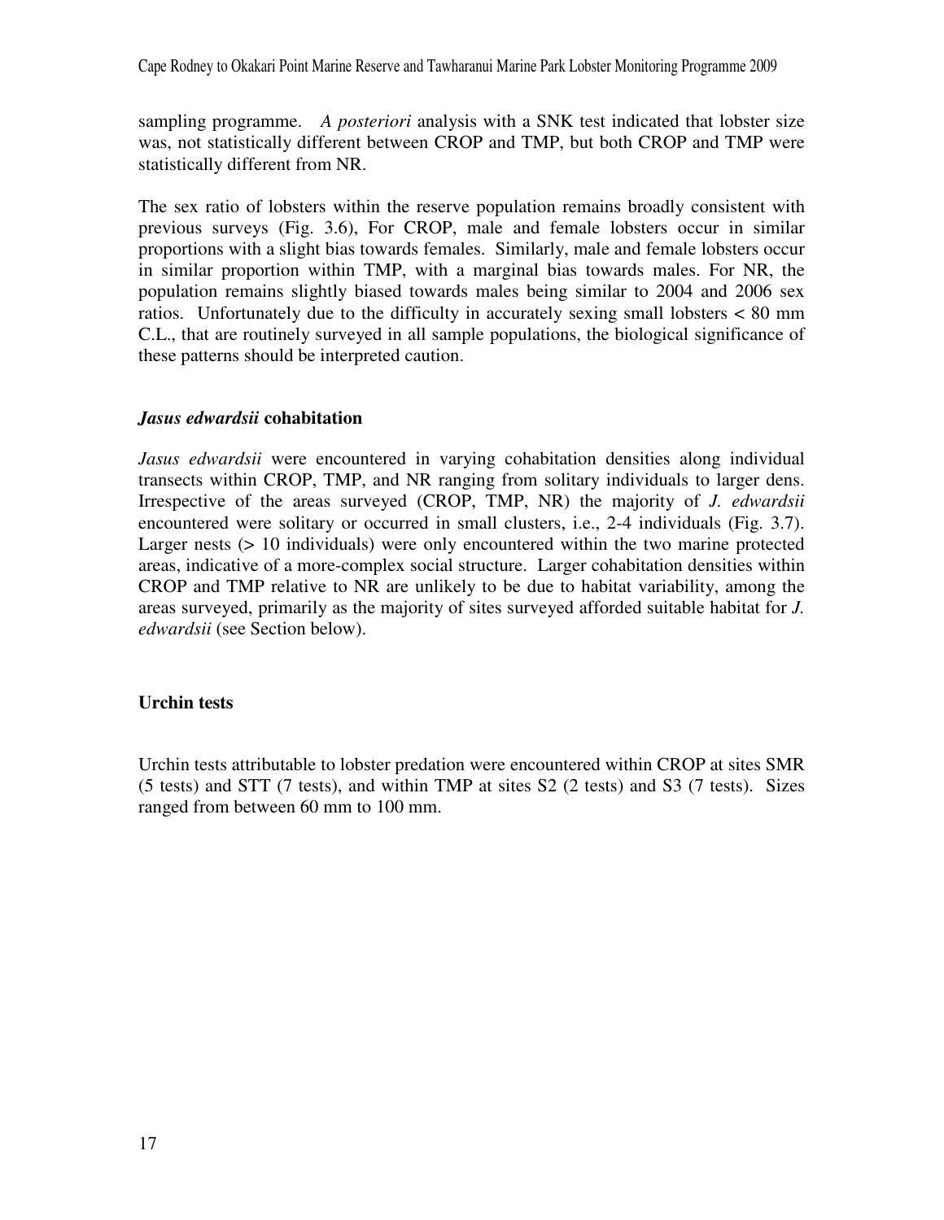sampling programme. *A posteriori* analysis with a SNK test indicated that lobster size was, not statistically different between CROP and TMP, but both CROP and TMP were statistically different from NR.

The sex ratio of lobsters within the reserve population remains broadly consistent with previous surveys (Fig. 3.6), For CROP, male and female lobsters occur in similar proportions with a slight bias towards females. Similarly, male and female lobsters occur in similar proportion within TMP, with a marginal bias towards males. For NR, the population remains slightly biased towards males being similar to 2004 and 2006 sex ratios. Unfortunately due to the difficulty in accurately sexing small lobsters < 80 mm C.L., that are routinely surveyed in all sample populations, the biological significance of these patterns should be interpreted caution.

### *Jasus edwardsii* cohabitation

*Jasus edwardsii* were encountered in varying cohabitation densities along individual transects within CROP, TMP, and NR ranging from solitary individuals to larger dens. Irrespective of the areas surveyed (CROP, TMP, NR) the majority of *J. edwardsii* encountered were solitary or occurred in small clusters, i.e., 2-4 individuals (Fig. 3.7). Larger nests (> 10 individuals) were only encountered within the two marine protected areas, indicative of a more-complex social structure. Larger cohabitation densities within CROP and TMP relative to NR are unlikely to be due to habitat variability, among the areas surveyed, primarily as the majority of sites surveyed afforded suitable habitat for *J. edwardsii* (see Section below).

### Urchin tests

Urchin tests attributable to lobster predation were encountered within CROP at sites SMR (5 tests) and STT (7 tests), and within TMP at sites S2 (2 tests) and S3 (7 tests). Sizes ranged from between 60 mm to 100 mm.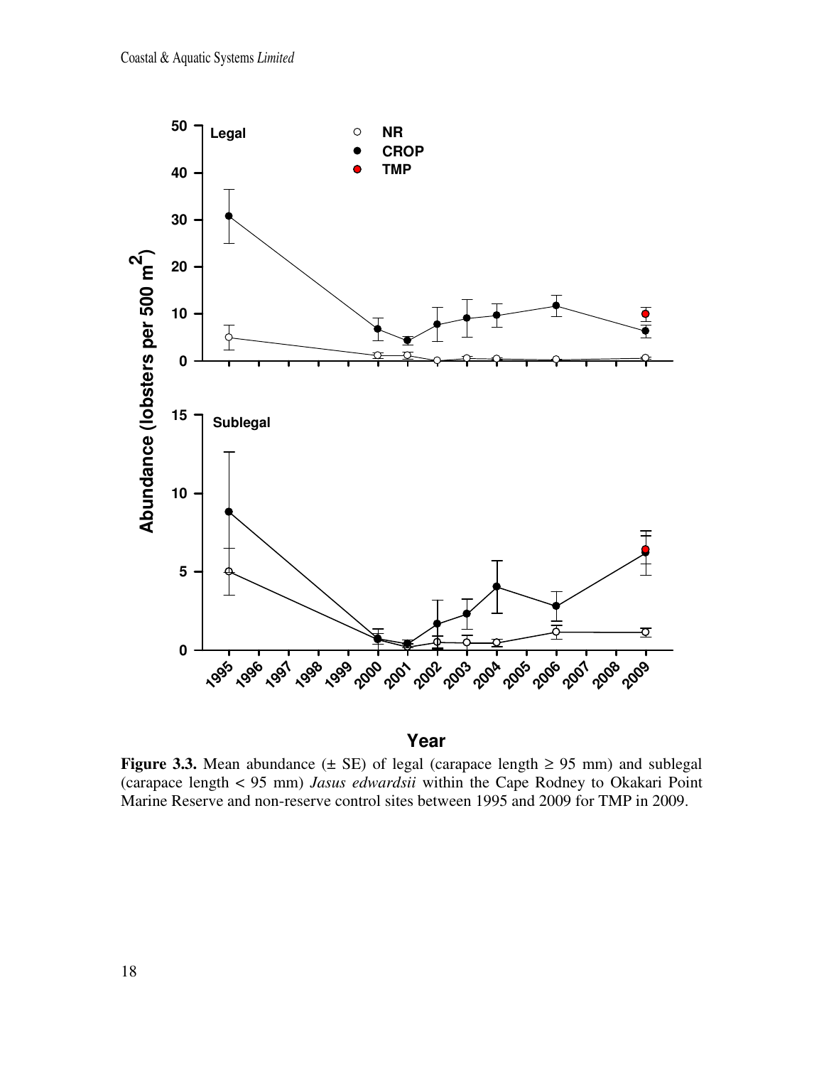**Figure 3.3.** Mean abundance (± SE) of legal (carapace length ≥ 95 mm) and sublegal (carapace length < 95 mm) *Jasus edwardsii* within the Cape Rodney to Okakari Point Marine Reserve and non-reserve control sites between 1995 and 2009 for TMP in 2009.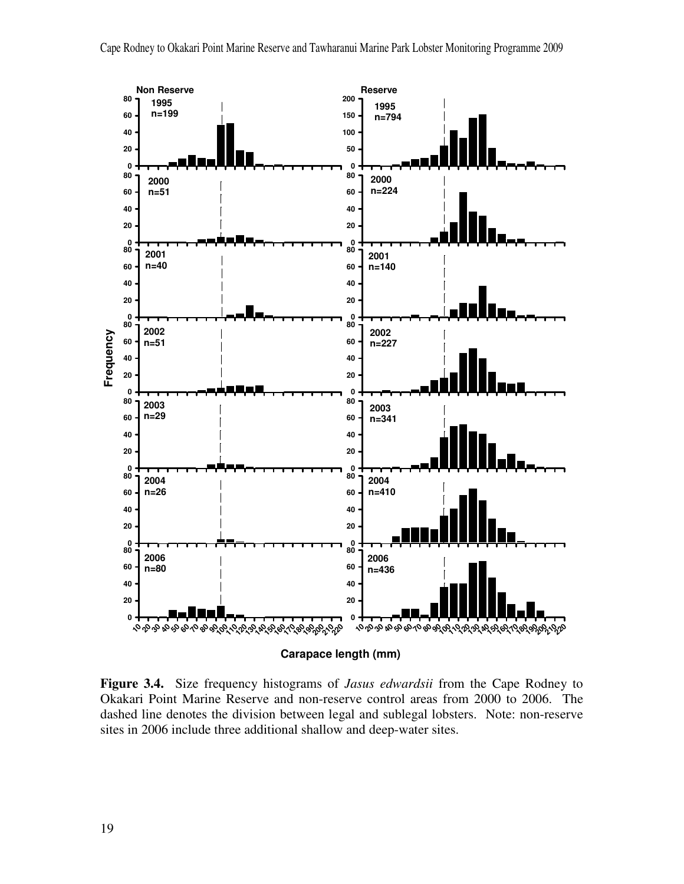**Figure 3.4.** Size frequency histograms of *Jasus edwardsii* from the Cape Rodney to Okakari Point Marine Reserve and non-reserve control areas from 2000 to 2006. The dashed line denotes the division between legal and sublegal lobsters. Note: non-reserve sites in 2006 include three additional shallow and deep-water sites.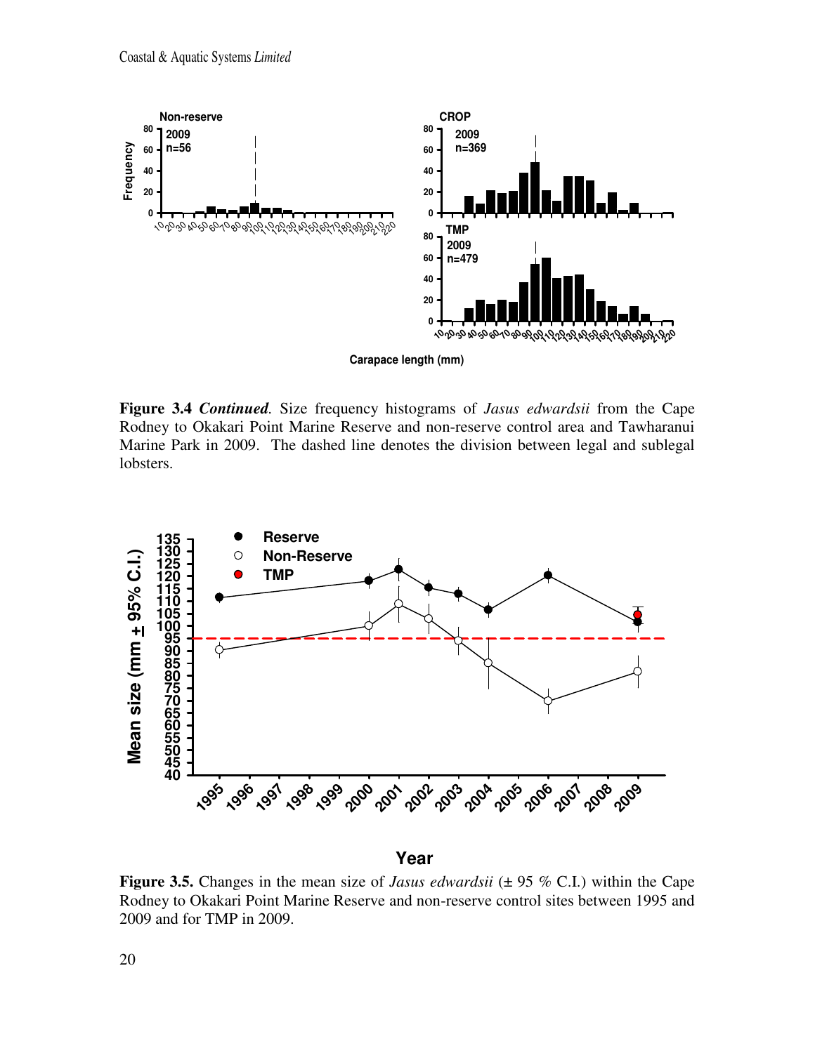**Figure 3.4** ***Continued*.** Size frequency histograms of *Jasus edwardsii* from the Cape Rodney to Okakari Point Marine Reserve and non-reserve control area and Tawharanui Marine Park in 2009. The dashed line denotes the division between legal and sublegal lobsters.

**Figure 3.5.** Changes in the mean size of *Jasus edwardsii* (± 95 % C.I.) within the Cape Rodney to Okakari Point Marine Reserve and non-reserve control sites between 1995 and 2009 and for TMP in 2009.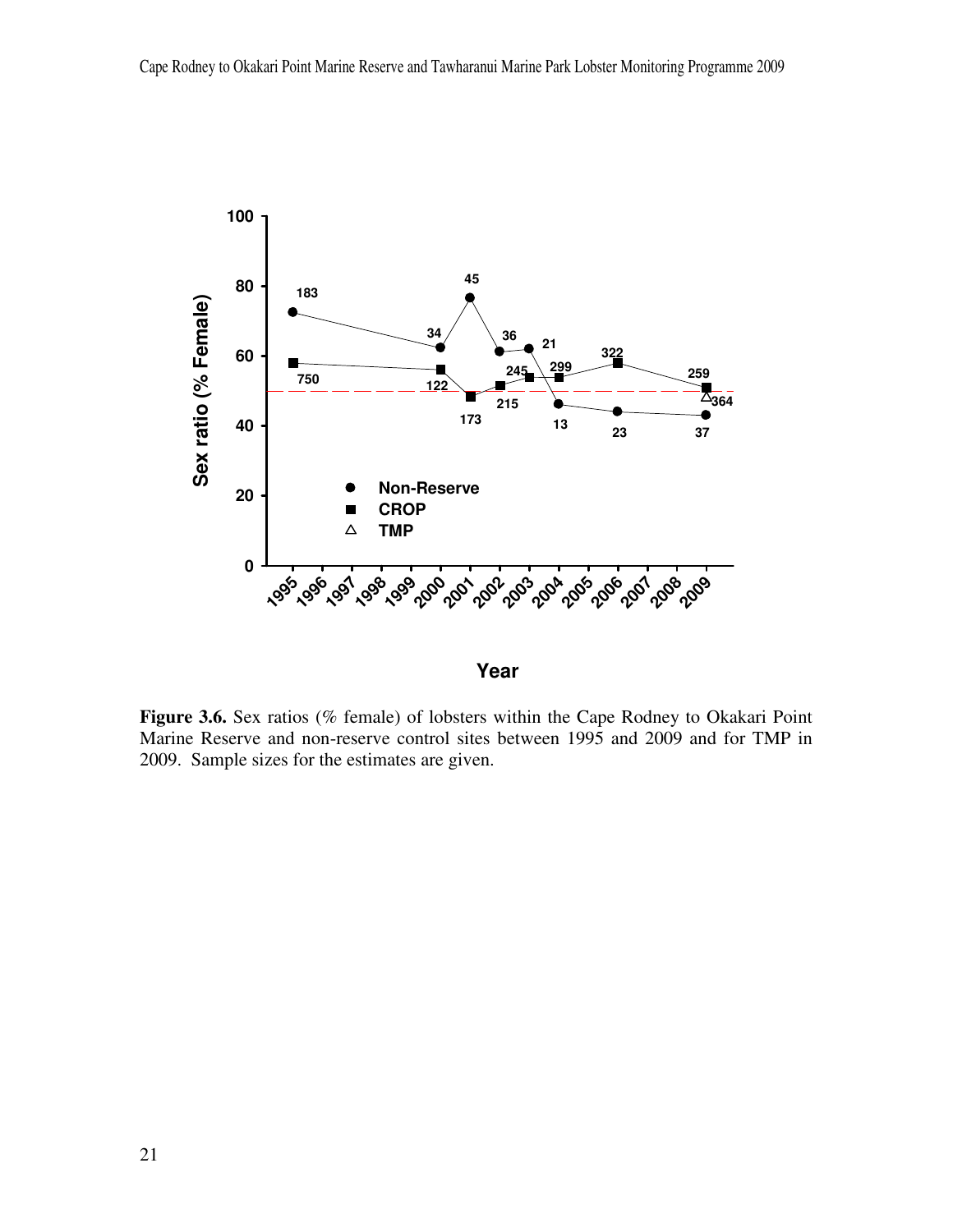**Figure 3.6.** Sex ratios (% female) of lobsters within the Cape Rodney to Okakari Point Marine Reserve and non-reserve control sites between 1995 and 2009 and for TMP in 2009. Sample sizes for the estimates are given.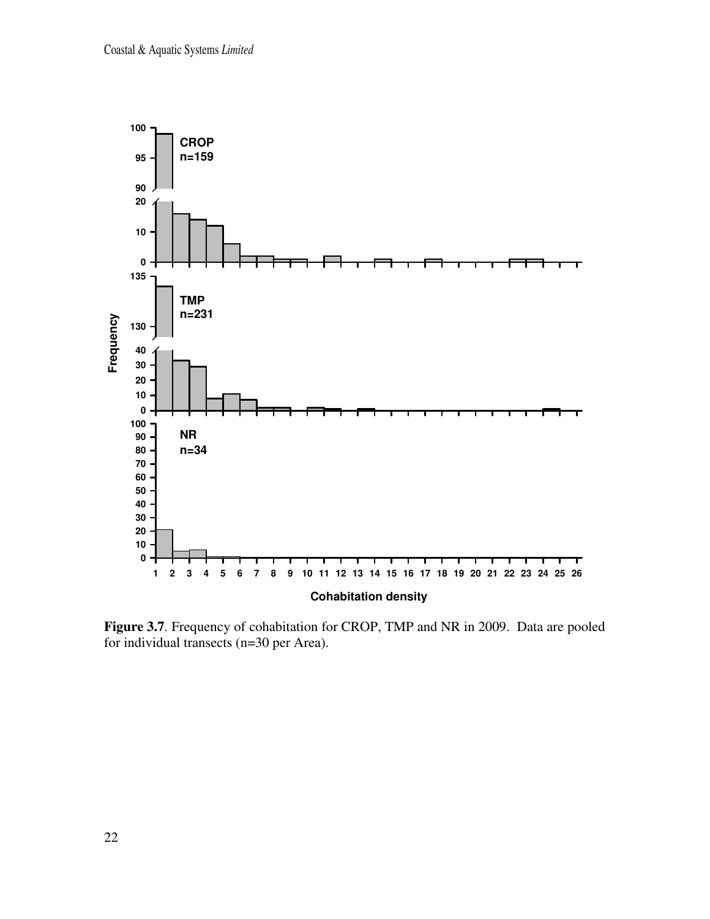**Figure 3.7**. Frequency of cohabitation for CROP, TMP and NR in 2009. Data are pooled for individual transects (n=30 per Area).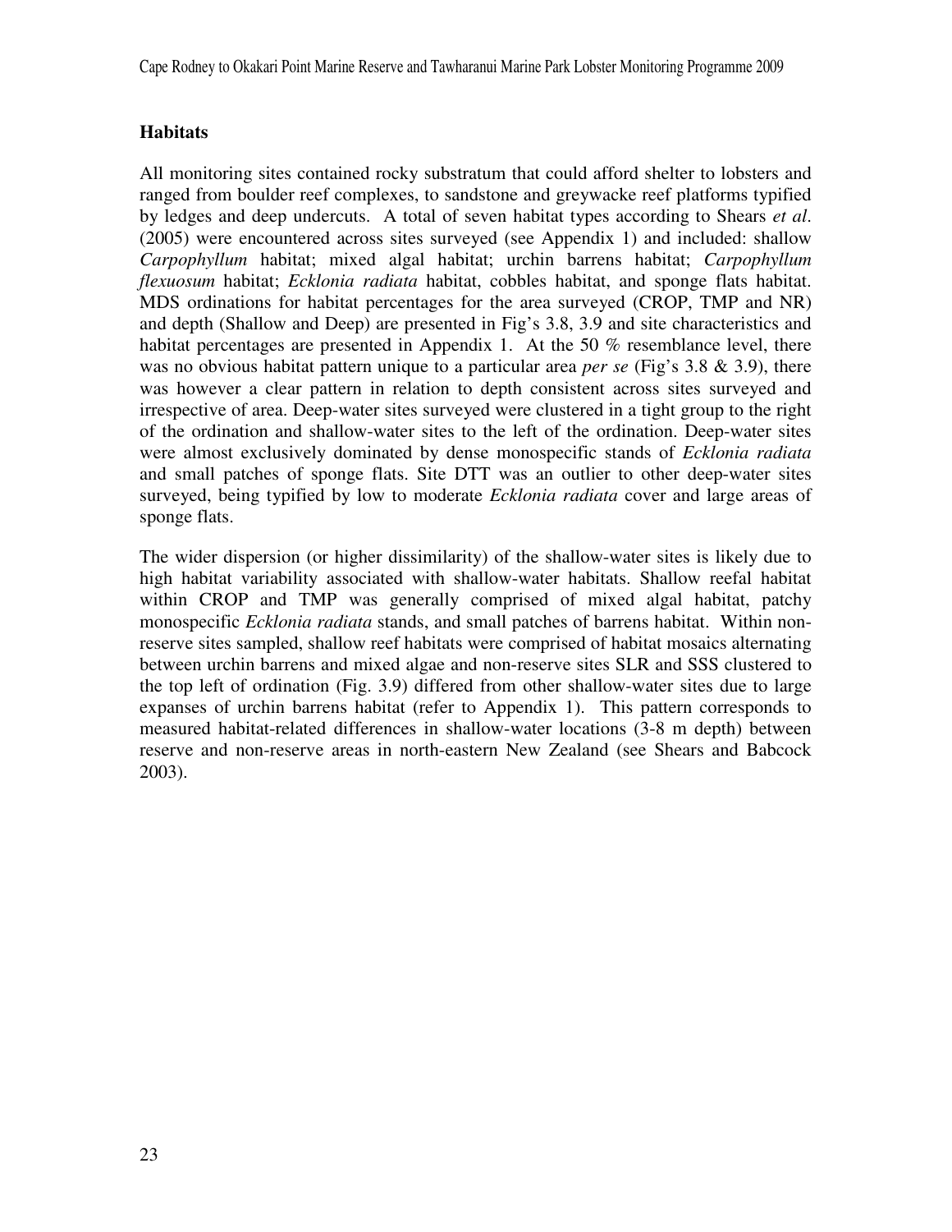## Habitats

All monitoring sites contained rocky substratum that could afford shelter to lobsters and ranged from boulder reef complexes, to sandstone and greywacke reef platforms typified by ledges and deep undercuts. A total of seven habitat types according to Shears *et al*. (2005) were encountered across sites surveyed (see Appendix 1) and included: shallow *Carpophyllum* habitat; mixed algal habitat; urchin barrens habitat; *Carpophyllum flexuosum* habitat; *Ecklonia radiata* habitat, cobbles habitat, and sponge flats habitat. MDS ordinations for habitat percentages for the area surveyed (CROP, TMP and NR) and depth (Shallow and Deep) are presented in Fig's 3.8, 3.9 and site characteristics and habitat percentages are presented in Appendix 1. At the 50 % resemblance level, there was no obvious habitat pattern unique to a particular area *per se* (Fig's 3.8 & 3.9), there was however a clear pattern in relation to depth consistent across sites surveyed and irrespective of area. Deep-water sites surveyed were clustered in a tight group to the right of the ordination and shallow-water sites to the left of the ordination. Deep-water sites were almost exclusively dominated by dense monospecific stands of *Ecklonia radiata* and small patches of sponge flats. Site DTT was an outlier to other deep-water sites surveyed, being typified by low to moderate *Ecklonia radiata* cover and large areas of sponge flats.

The wider dispersion (or higher dissimilarity) of the shallow-water sites is likely due to high habitat variability associated with shallow-water habitats. Shallow reefal habitat within CROP and TMP was generally comprised of mixed algal habitat, patchy monospecific *Ecklonia radiata* stands, and small patches of barrens habitat. Within non-reserve sites sampled, shallow reef habitats were comprised of habitat mosaics alternating between urchin barrens and mixed algae and non-reserve sites SLR and SSS clustered to the top left of ordination (Fig. 3.9) differed from other shallow-water sites due to large expanses of urchin barrens habitat (refer to Appendix 1). This pattern corresponds to measured habitat-related differences in shallow-water locations (3-8 m depth) between reserve and non-reserve areas in north-eastern New Zealand (see Shears and Babcock 2003).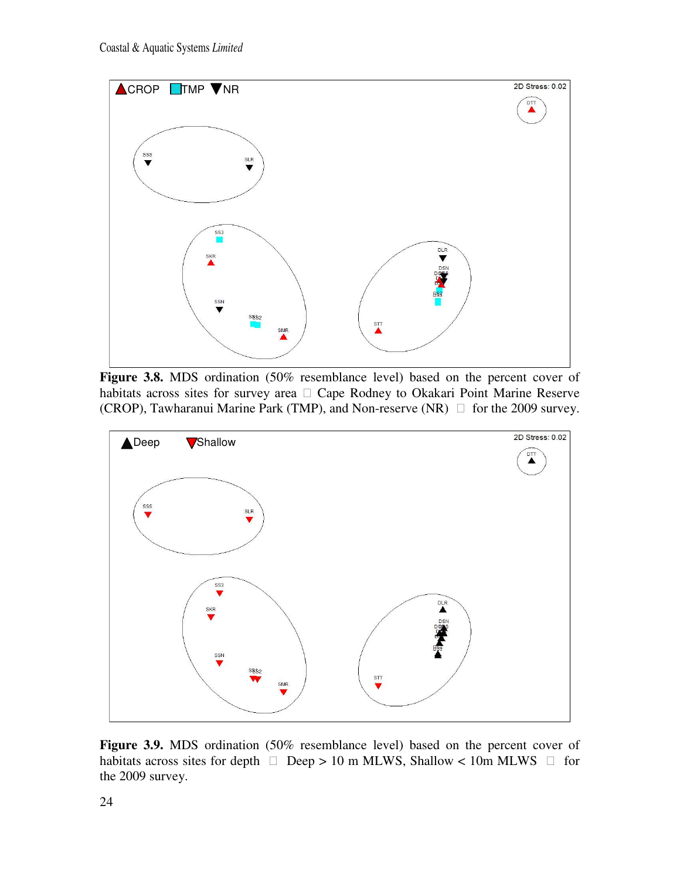**Figure 3.8.** MDS ordination (50% resemblance level) based on the percent cover of habitats across sites for survey area  Cape Rodney to Okakari Point Marine Reserve (CROP), Tawharanui Marine Park (TMP), and Non-reserve (NR)  for the 2009 survey.

**Figure 3.9.** MDS ordination (50% resemblance level) based on the percent cover of habitats across sites for depth  Deep > 10 m MLWS, Shallow < 10m MLWS  for the 2009 survey.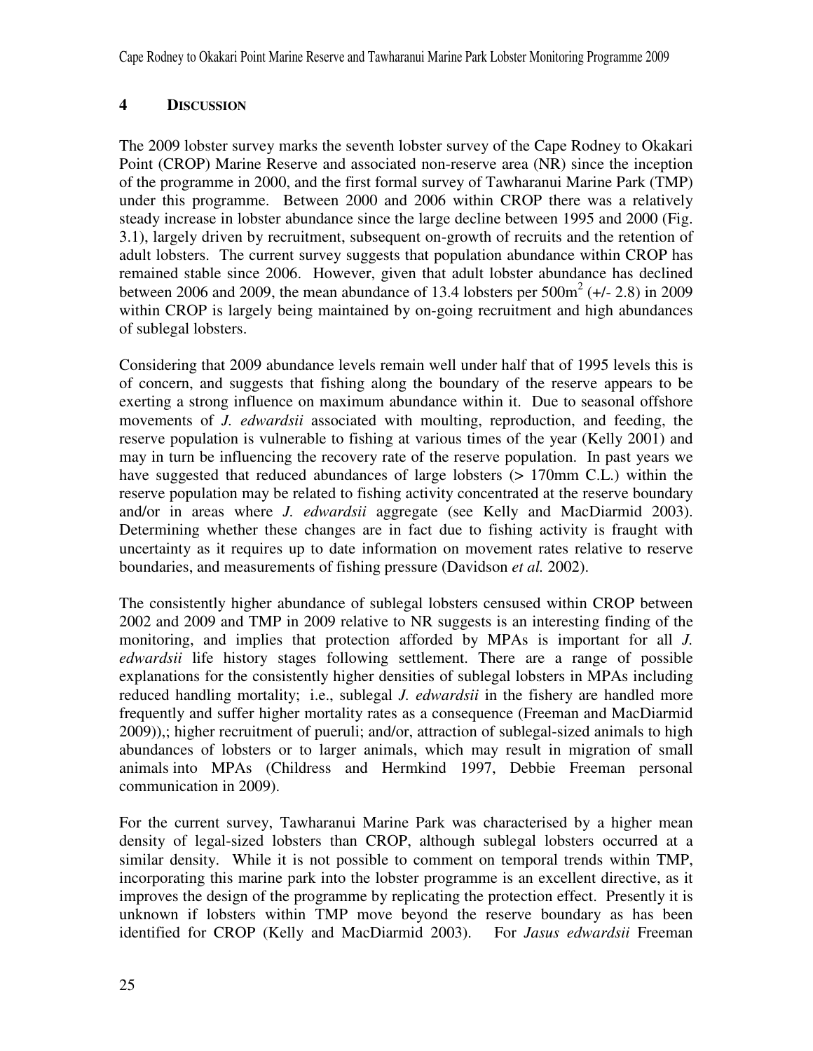# 4 DISCUSSION

The 2009 lobster survey marks the seventh lobster survey of the Cape Rodney to Okakari Point (CROP) Marine Reserve and associated non-reserve area (NR) since the inception of the programme in 2000, and the first formal survey of Tawharanui Marine Park (TMP) under this programme. Between 2000 and 2006 within CROP there was a relatively steady increase in lobster abundance since the large decline between 1995 and 2000 (Fig. 3.1), largely driven by recruitment, subsequent on-growth of recruits and the retention of adult lobsters. The current survey suggests that population abundance within CROP has remained stable since 2006. However, given that adult lobster abundance has declined between 2006 and 2009, the mean abundance of 13.4 lobsters per $500m^2$ (+/- 2.8) in 2009 within CROP is largely being maintained by on-going recruitment and high abundances of sublegal lobsters.

Considering that 2009 abundance levels remain well under half that of 1995 levels this is of concern, and suggests that fishing along the boundary of the reserve appears to be exerting a strong influence on maximum abundance within it. Due to seasonal offshore movements of *J. edwardsii* associated with moulting, reproduction, and feeding, the reserve population is vulnerable to fishing at various times of the year (Kelly 2001) and may in turn be influencing the recovery rate of the reserve population. In past years we have suggested that reduced abundances of large lobsters (> 170mm C.L.) within the reserve population may be related to fishing activity concentrated at the reserve boundary and/or in areas where *J. edwardsii* aggregate (see Kelly and MacDiarmid 2003). Determining whether these changes are in fact due to fishing activity is fraught with uncertainty as it requires up to date information on movement rates relative to reserve boundaries, and measurements of fishing pressure (Davidson *et al.* 2002).

The consistently higher abundance of sublegal lobsters censused within CROP between 2002 and 2009 and TMP in 2009 relative to NR suggests is an interesting finding of the monitoring, and implies that protection afforded by MPAs is important for all *J. edwardsii* life history stages following settlement. There are a range of possible explanations for the consistently higher densities of sublegal lobsters in MPAs including reduced handling mortality; i.e., sublegal *J. edwardsii* in the fishery are handled more frequently and suffer higher mortality rates as a consequence (Freeman and MacDiarmid 2009)),; higher recruitment of pueruli; and/or, attraction of sublegal-sized animals to high abundances of lobsters or to larger animals, which may result in migration of small animals into MPAs (Childress and Hermkind 1997, Debbie Freeman personal communication in 2009).

For the current survey, Tawharanui Marine Park was characterised by a higher mean density of legal-sized lobsters than CROP, although sublegal lobsters occurred at a similar density. While it is not possible to comment on temporal trends within TMP, incorporating this marine park into the lobster programme is an excellent directive, as it improves the design of the programme by replicating the protection effect. Presently it is unknown if lobsters within TMP move beyond the reserve boundary as has been identified for CROP (Kelly and MacDiarmid 2003). For *Jasus edwardsii* Freeman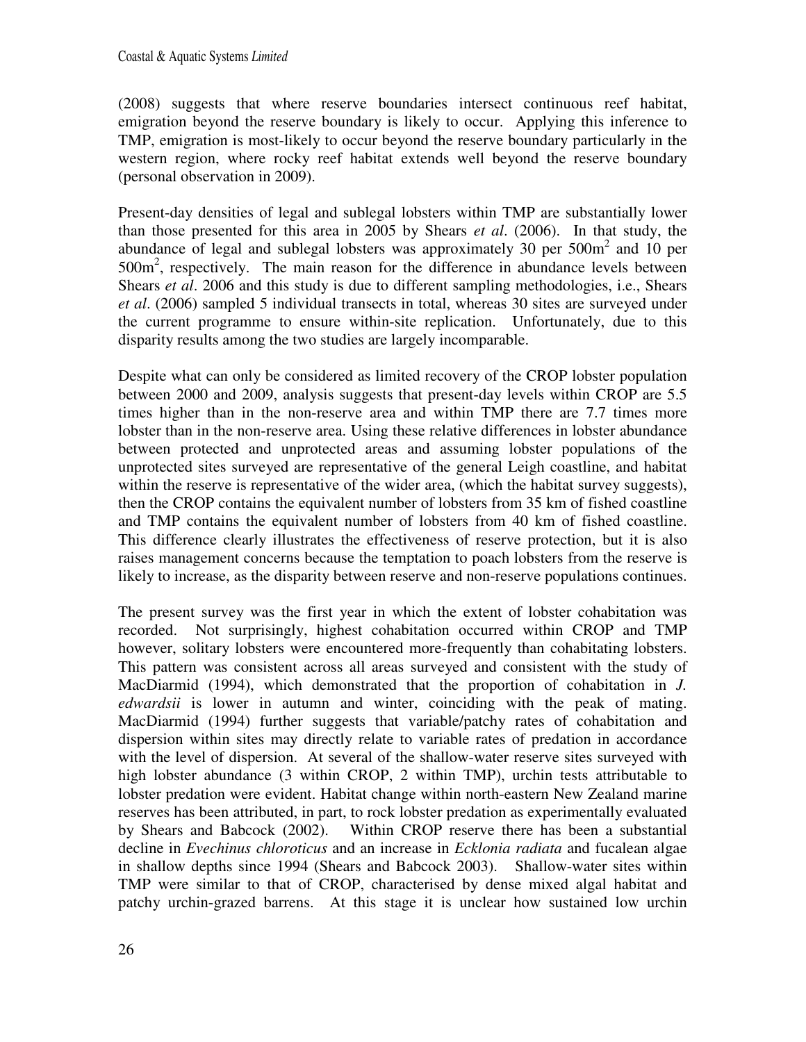(2008) suggests that where reserve boundaries intersect continuous reef habitat, emigration beyond the reserve boundary is likely to occur. Applying this inference to TMP, emigration is most-likely to occur beyond the reserve boundary particularly in the western region, where rocky reef habitat extends well beyond the reserve boundary (personal observation in 2009).

Present-day densities of legal and sublegal lobsters within TMP are substantially lower than those presented for this area in 2005 by Shears *et al*. (2006). In that study, the abundance of legal and sublegal lobsters was approximately 30 per 500m$^2$ and 10 per 500m$^2$, respectively. The main reason for the difference in abundance levels between Shears *et al*. 2006 and this study is due to different sampling methodologies, i.e., Shears *et al*. (2006) sampled 5 individual transects in total, whereas 30 sites are surveyed under the current programme to ensure within-site replication. Unfortunately, due to this disparity results among the two studies are largely incomparable.

Despite what can only be considered as limited recovery of the CROP lobster population between 2000 and 2009, analysis suggests that present-day levels within CROP are 5.5 times higher than in the non-reserve area and within TMP there are 7.7 times more lobster than in the non-reserve area. Using these relative differences in lobster abundance between protected and unprotected areas and assuming lobster populations of the unprotected sites surveyed are representative of the general Leigh coastline, and habitat within the reserve is representative of the wider area, (which the habitat survey suggests), then the CROP contains the equivalent number of lobsters from 35 km of fished coastline and TMP contains the equivalent number of lobsters from 40 km of fished coastline. This difference clearly illustrates the effectiveness of reserve protection, but it is also raises management concerns because the temptation to poach lobsters from the reserve is likely to increase, as the disparity between reserve and non-reserve populations continues.

The present survey was the first year in which the extent of lobster cohabitation was recorded. Not surprisingly, highest cohabitation occurred within CROP and TMP however, solitary lobsters were encountered more-frequently than cohabitating lobsters. This pattern was consistent across all areas surveyed and consistent with the study of MacDiarmid (1994), which demonstrated that the proportion of cohabitation in *J. edwardsii* is lower in autumn and winter, coinciding with the peak of mating. MacDiarmid (1994) further suggests that variable/patchy rates of cohabitation and dispersion within sites may directly relate to variable rates of predation in accordance with the level of dispersion. At several of the shallow-water reserve sites surveyed with high lobster abundance (3 within CROP, 2 within TMP), urchin tests attributable to lobster predation were evident. Habitat change within north-eastern New Zealand marine reserves has been attributed, in part, to rock lobster predation as experimentally evaluated by Shears and Babcock (2002). Within CROP reserve there has been a substantial decline in *Evechinus chloroticus* and an increase in *Ecklonia radiata* and fucalean algae in shallow depths since 1994 (Shears and Babcock 2003). Shallow-water sites within TMP were similar to that of CROP, characterised by dense mixed algal habitat and patchy urchin-grazed barrens. At this stage it is unclear how sustained low urchin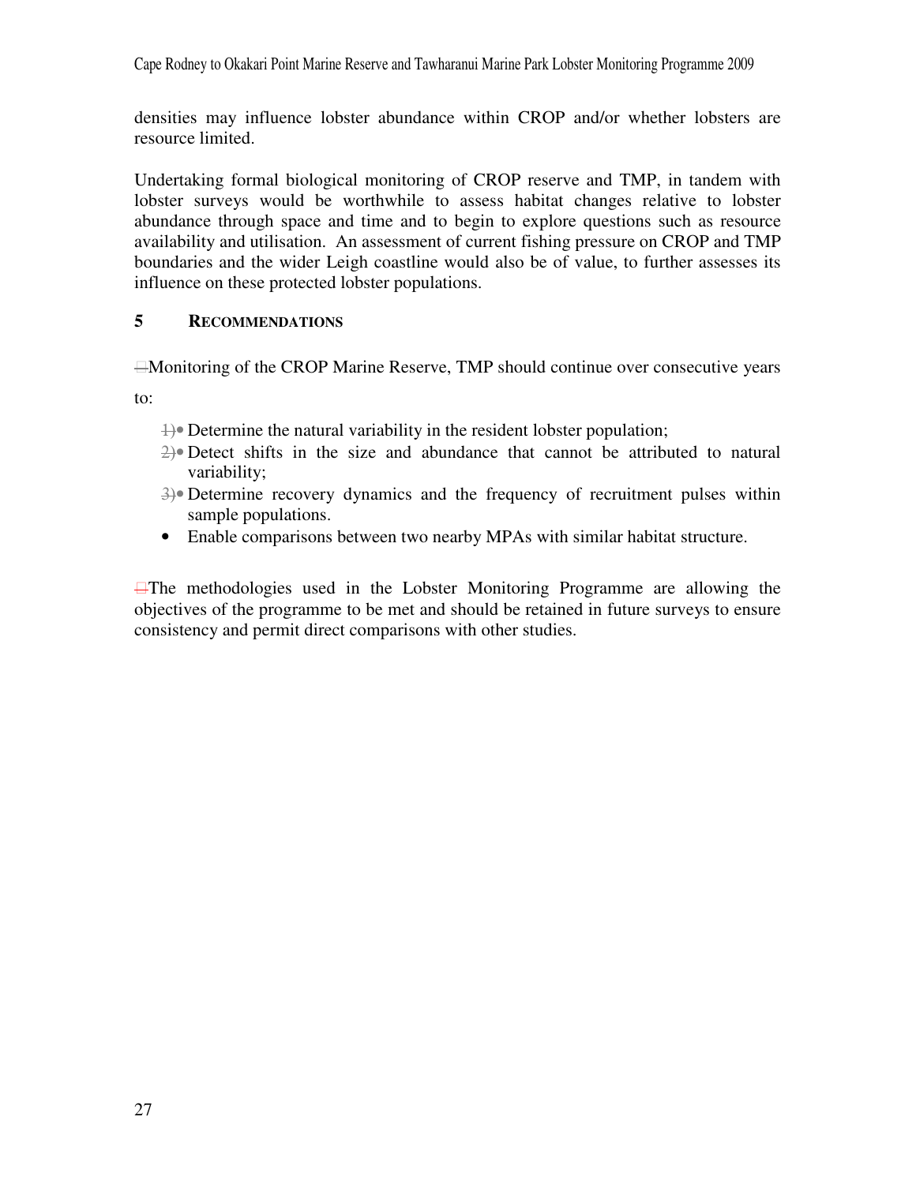densities may influence lobster abundance within CROP and/or whether lobsters are resource limited.

Undertaking formal biological monitoring of CROP reserve and TMP, in tandem with lobster surveys would be worthwhile to assess habitat changes relative to lobster abundance through space and time and to begin to explore questions such as resource availability and utilisation. An assessment of current fishing pressure on CROP and TMP boundaries and the wider Leigh coastline would also be of value, to further assesses its influence on these protected lobster populations.

## 5 RECOMMENDATIONS

Monitoring of the CROP Marine Reserve, TMP should continue over consecutive years to:

- Determine the natural variability in the resident lobster population;
- Detect shifts in the size and abundance that cannot be attributed to natural variability;
- Determine recovery dynamics and the frequency of recruitment pulses within sample populations.
- Enable comparisons between two nearby MPAs with similar habitat structure.

The methodologies used in the Lobster Monitoring Programme are allowing the objectives of the programme to be met and should be retained in future surveys to ensure consistency and permit direct comparisons with other studies.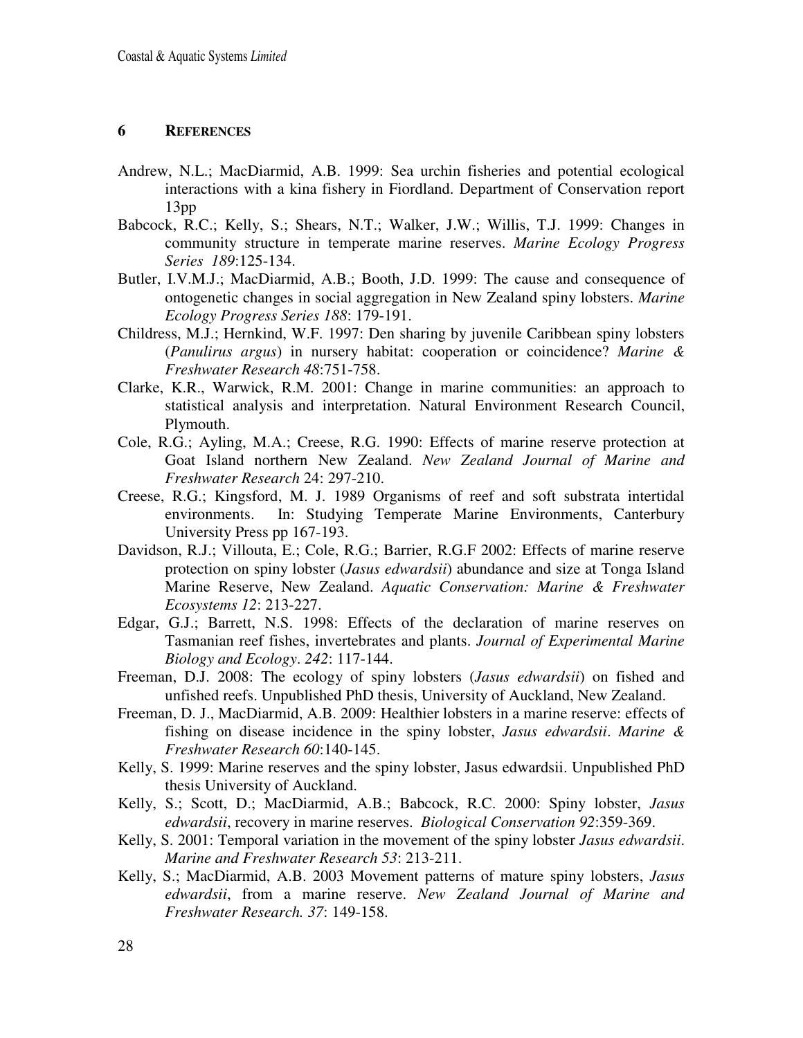## 6 REFERENCES

Andrew, N.L.; MacDiarmid, A.B. 1999: Sea urchin fisheries and potential ecological interactions with a kina fishery in Fiordland. Department of Conservation report 13pp

Babcock, R.C.; Kelly, S.; Shears, N.T.; Walker, J.W.; Willis, T.J. 1999: Changes in community structure in temperate marine reserves. *Marine Ecology Progress Series 189*:125-134.

Butler, I.V.M.J.; MacDiarmid, A.B.; Booth, J.D. 1999: The cause and consequence of ontogenetic changes in social aggregation in New Zealand spiny lobsters. *Marine Ecology Progress Series 188*: 179-191.

Childress, M.J.; Hernkind, W.F. 1997: Den sharing by juvenile Caribbean spiny lobsters (*Panulirus argus*) in nursery habitat: cooperation or coincidence? *Marine & Freshwater Research 48*:751-758.

Clarke, K.R., Warwick, R.M. 2001: Change in marine communities: an approach to statistical analysis and interpretation. Natural Environment Research Council, Plymouth.

Cole, R.G.; Ayling, M.A.; Creese, R.G. 1990: Effects of marine reserve protection at Goat Island northern New Zealand. *New Zealand Journal of Marine and Freshwater Research* 24: 297-210.

Creese, R.G.; Kingsford, M. J. 1989 Organisms of reef and soft substrata intertidal environments. In: Studying Temperate Marine Environments, Canterbury University Press pp 167-193.

Davidson, R.J.; Villouta, E.; Cole, R.G.; Barrier, R.G.F 2002: Effects of marine reserve protection on spiny lobster (*Jasus edwardsii*) abundance and size at Tonga Island Marine Reserve, New Zealand. *Aquatic Conservation: Marine & Freshwater Ecosystems 12*: 213-227.

Edgar, G.J.; Barrett, N.S. 1998: Effects of the declaration of marine reserves on Tasmanian reef fishes, invertebrates and plants. *Journal of Experimental Marine Biology and Ecology*. *242*: 117-144.

Freeman, D.J. 2008: The ecology of spiny lobsters (*Jasus edwardsii*) on fished and unfished reefs. Unpublished PhD thesis, University of Auckland, New Zealand.

Freeman, D. J., MacDiarmid, A.B. 2009: Healthier lobsters in a marine reserve: effects of fishing on disease incidence in the spiny lobster, *Jasus edwardsii*. *Marine & Freshwater Research 60*:140-145.

Kelly, S. 1999: Marine reserves and the spiny lobster, Jasus edwardsii. Unpublished PhD thesis University of Auckland.

Kelly, S.; Scott, D.; MacDiarmid, A.B.; Babcock, R.C. 2000: Spiny lobster, *Jasus edwardsii*, recovery in marine reserves. *Biological Conservation 92*:359-369.

Kelly, S. 2001: Temporal variation in the movement of the spiny lobster *Jasus edwardsii*. *Marine and Freshwater Research 53*: 213-211.

Kelly, S.; MacDiarmid, A.B. 2003 Movement patterns of mature spiny lobsters, *Jasus edwardsii*, from a marine reserve. *New Zealand Journal of Marine and Freshwater Research. 37*: 149-158.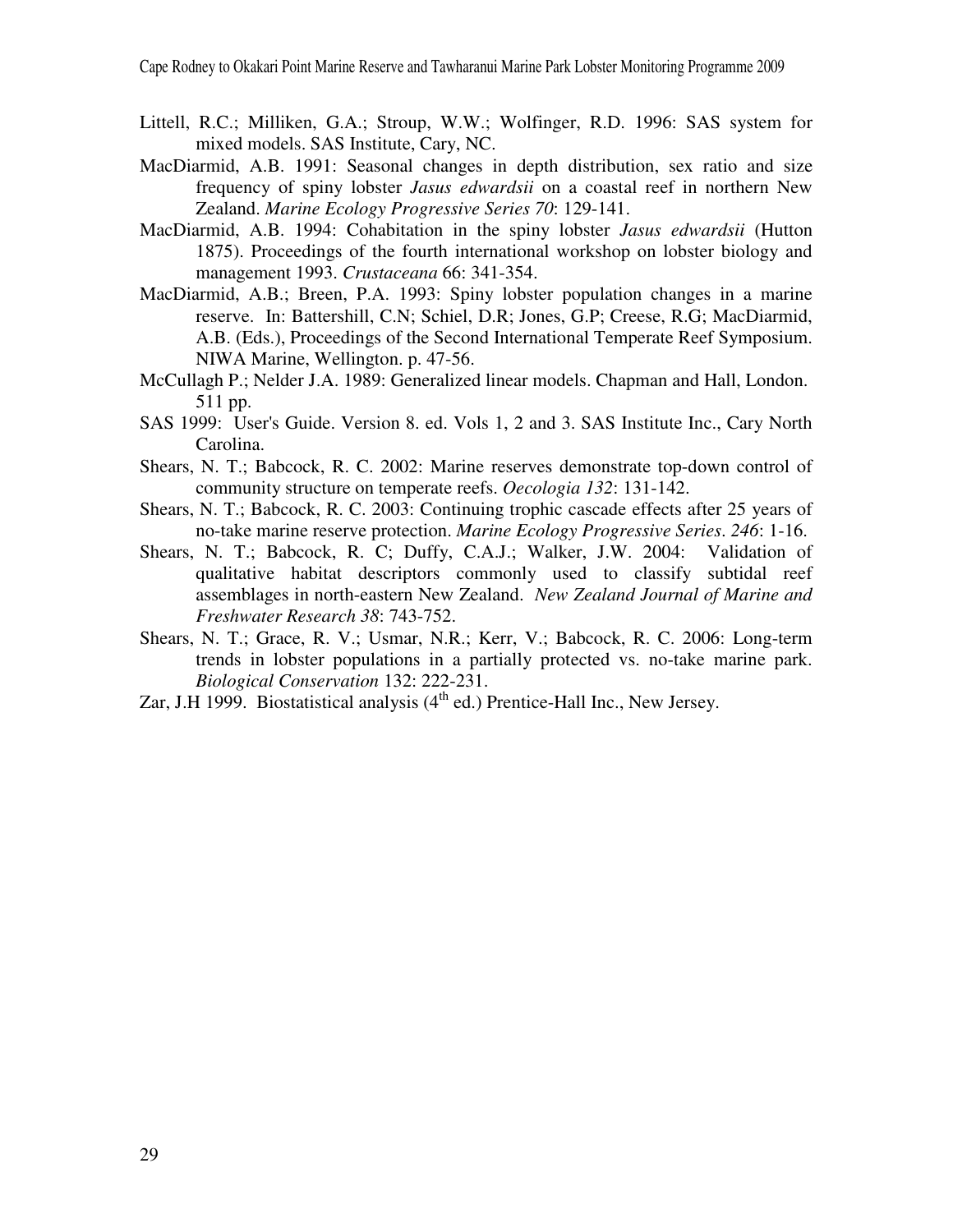Littell, R.C.; Milliken, G.A.; Stroup, W.W.; Wolfinger, R.D. 1996: SAS system for mixed models. SAS Institute, Cary, NC.

MacDiarmid, A.B. 1991: Seasonal changes in depth distribution, sex ratio and size frequency of spiny lobster *Jasus edwardsii* on a coastal reef in northern New Zealand. *Marine Ecology Progressive Series 70*: 129-141.

MacDiarmid, A.B. 1994: Cohabitation in the spiny lobster *Jasus edwardsii* (Hutton 1875). Proceedings of the fourth international workshop on lobster biology and management 1993. *Crustaceana* 66: 341-354.

MacDiarmid, A.B.; Breen, P.A. 1993: Spiny lobster population changes in a marine reserve. In: Battershill, C.N; Schiel, D.R; Jones, G.P; Creese, R.G; MacDiarmid, A.B. (Eds.), Proceedings of the Second International Temperate Reef Symposium. NIWA Marine, Wellington. p. 47-56.

McCullagh P.; Nelder J.A. 1989: Generalized linear models. Chapman and Hall, London. 511 pp.

SAS 1999: User's Guide. Version 8. ed. Vols 1, 2 and 3. SAS Institute Inc., Cary North Carolina.

Shears, N. T.; Babcock, R. C. 2002: Marine reserves demonstrate top-down control of community structure on temperate reefs. *Oecologia 132*: 131-142.

Shears, N. T.; Babcock, R. C. 2003: Continuing trophic cascade effects after 25 years of no-take marine reserve protection. *Marine Ecology Progressive Series*. *246*: 1-16.

Shears, N. T.; Babcock, R. C; Duffy, C.A.J.; Walker, J.W. 2004: Validation of qualitative habitat descriptors commonly used to classify subtidal reef assemblages in north-eastern New Zealand. *New Zealand Journal of Marine and Freshwater Research 38*: 743-752.

Shears, N. T.; Grace, R. V.; Usmar, N.R.; Kerr, V.; Babcock, R. C. 2006: Long-term trends in lobster populations in a partially protected vs. no-take marine park. *Biological Conservation* 132: 222-231.

Zar, J.H 1999. Biostatistical analysis (4th ed.) Prentice-Hall Inc., New Jersey.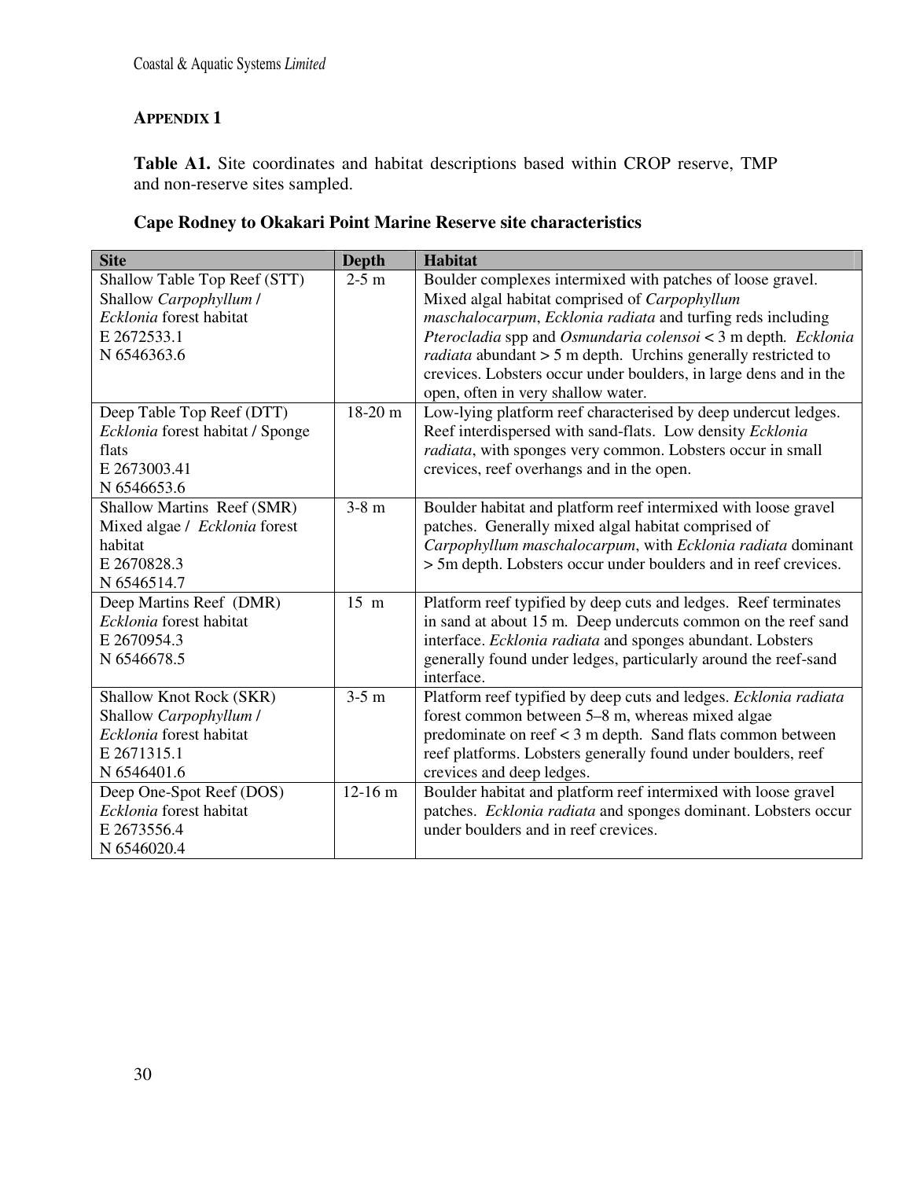## APPENDIX 1

**Table A1.** Site coordinates and habitat descriptions based within CROP reserve, TMP and non-reserve sites sampled.

### Cape Rodney to Okakari Point Marine Reserve site characteristics

| Site | Depth | Habitat |
|---|---|---|
| Shallow Table Top Reef (STT)<br>Shallow *Carpophyllum* / *Ecklonia* forest habitat<br>E 2672533.1<br>N 6546363.6 | 2-5 m | Boulder complexes intermixed with patches of loose gravel. Mixed algal habitat comprised of *Carpophyllum maschalocarpum*, *Ecklonia radiata* and turfing reds including *Pterocladia* spp and *Osmundaria colensoi* < 3 m depth. *Ecklonia radiata* abundant > 5 m depth. Urchins generally restricted to crevices. Lobsters occur under boulders, in large dens and in the open, often in very shallow water. |
| Deep Table Top Reef (DTT)<br>*Ecklonia* forest habitat / Sponge flats<br>E 2673003.41<br>N 6546653.6 | 18-20 m | Low-lying platform reef characterised by deep undercut ledges. Reef interdispersed with sand-flats. Low density *Ecklonia radiata*, with sponges very common. Lobsters occur in small crevices, reef overhangs and in the open. |
| Shallow Martins Reef (SMR)<br>Mixed algae / *Ecklonia* forest habitat<br>E 2670828.3<br>N 6546514.7 | 3-8 m | Boulder habitat and platform reef intermixed with loose gravel patches. Generally mixed algal habitat comprised of *Carpophyllum maschalocarpum*, with *Ecklonia radiata* dominant > 5m depth. Lobsters occur under boulders and in reef crevices. |
| Deep Martins Reef (DMR)<br>*Ecklonia* forest habitat<br>E 2670954.3<br>N 6546678.5 | 15 m | Platform reef typified by deep cuts and ledges. Reef terminates in sand at about 15 m. Deep undercuts common on the reef sand interface. *Ecklonia radiata* and sponges abundant. Lobsters generally found under ledges, particularly around the reef-sand interface. |
| Shallow Knot Rock (SKR)<br>Shallow *Carpophyllum* / *Ecklonia* forest habitat<br>E 2671315.1<br>N 6546401.6 | 3-5 m | Platform reef typified by deep cuts and ledges. *Ecklonia radiata* forest common between 5–8 m, whereas mixed algae predominate on reef < 3 m depth. Sand flats common between reef platforms. Lobsters generally found under boulders, reef crevices and deep ledges. |
| Deep One-Spot Reef (DOS)<br>*Ecklonia* forest habitat<br>E 2673556.4<br>N 6546020.4 | 12-16 m | Boulder habitat and platform reef intermixed with loose gravel patches. *Ecklonia radiata* and sponges dominant. Lobsters occur under boulders and in reef crevices. |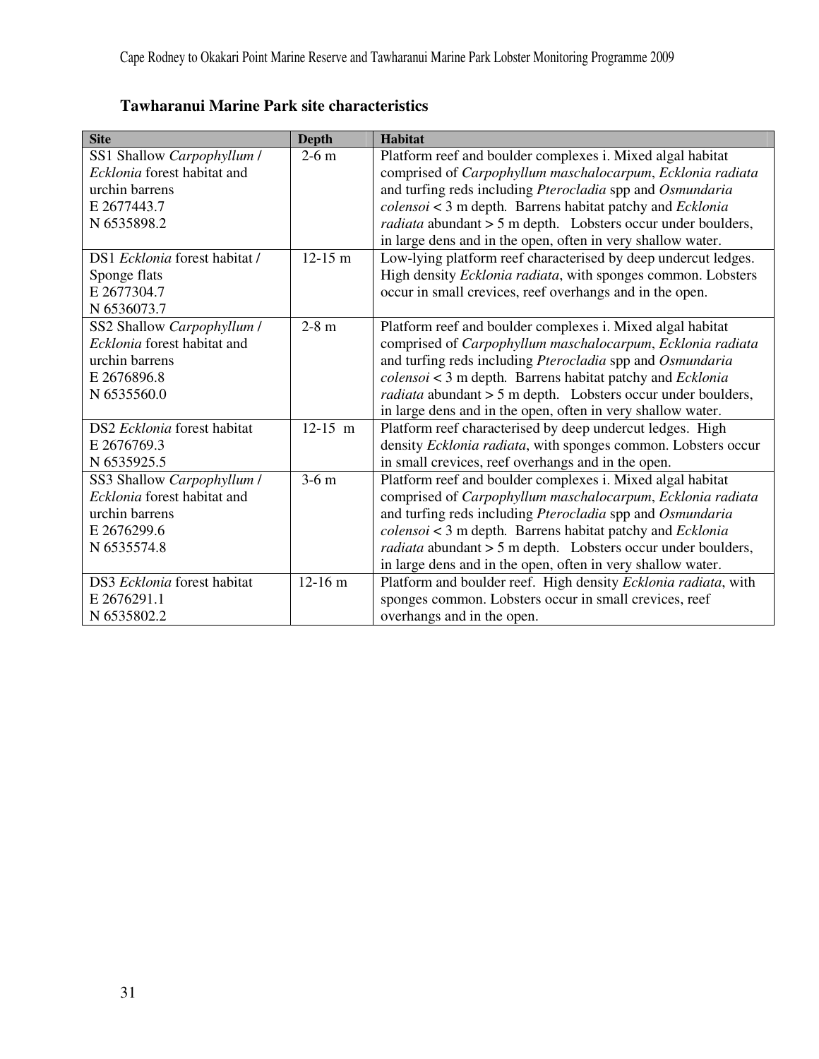**Tawharanui Marine Park site characteristics**

| Site | Depth | Habitat |
|---|---|---|
| SS1 Shallow *Carpophyllum* / *Ecklonia* forest habitat and urchin barrens<br>E 2677443.7<br>N 6535898.2 | 2-6 m | Platform reef and boulder complexes i. Mixed algal habitat comprised of *Carpophyllum maschalocarpum*, *Ecklonia radiata* and turfing reds including *Pterocladia* spp and *Osmundaria colensoi* < 3 m depth. Barrens habitat patchy and *Ecklonia radiata* abundant > 5 m depth. Lobsters occur under boulders, in large dens and in the open, often in very shallow water. |
| DS1 *Ecklonia* forest habitat / Sponge flats<br>E 2677304.7<br>N 6536073.7 | 12-15 m | Low-lying platform reef characterised by deep undercut ledges. High density *Ecklonia radiata*, with sponges common. Lobsters occur in small crevices, reef overhangs and in the open. |
| SS2 Shallow *Carpophyllum* / *Ecklonia* forest habitat and urchin barrens<br>E 2676896.8<br>N 6535560.0 | 2-8 m | Platform reef and boulder complexes i. Mixed algal habitat comprised of *Carpophyllum maschalocarpum*, *Ecklonia radiata* and turfing reds including *Pterocladia* spp and *Osmundaria colensoi* < 3 m depth. Barrens habitat patchy and *Ecklonia radiata* abundant > 5 m depth. Lobsters occur under boulders, in large dens and in the open, often in very shallow water. |
| DS2 *Ecklonia* forest habitat<br>E 2676769.3<br>N 6535925.5 | 12-15 m | Platform reef characterised by deep undercut ledges. High density *Ecklonia radiata*, with sponges common. Lobsters occur in small crevices, reef overhangs and in the open. |
| SS3 Shallow *Carpophyllum* / *Ecklonia* forest habitat and urchin barrens<br>E 2676299.6<br>N 6535574.8 | 3-6 m | Platform reef and boulder complexes i. Mixed algal habitat comprised of *Carpophyllum maschalocarpum*, *Ecklonia radiata* and turfing reds including *Pterocladia* spp and *Osmundaria colensoi* < 3 m depth. Barrens habitat patchy and *Ecklonia radiata* abundant > 5 m depth. Lobsters occur under boulders, in large dens and in the open, often in very shallow water. |
| DS3 *Ecklonia* forest habitat<br>E 2676291.1<br>N 6535802.2 | 12-16 m | Platform and boulder reef. High density *Ecklonia radiata*, with sponges common. Lobsters occur in small crevices, reef overhangs and in the open. |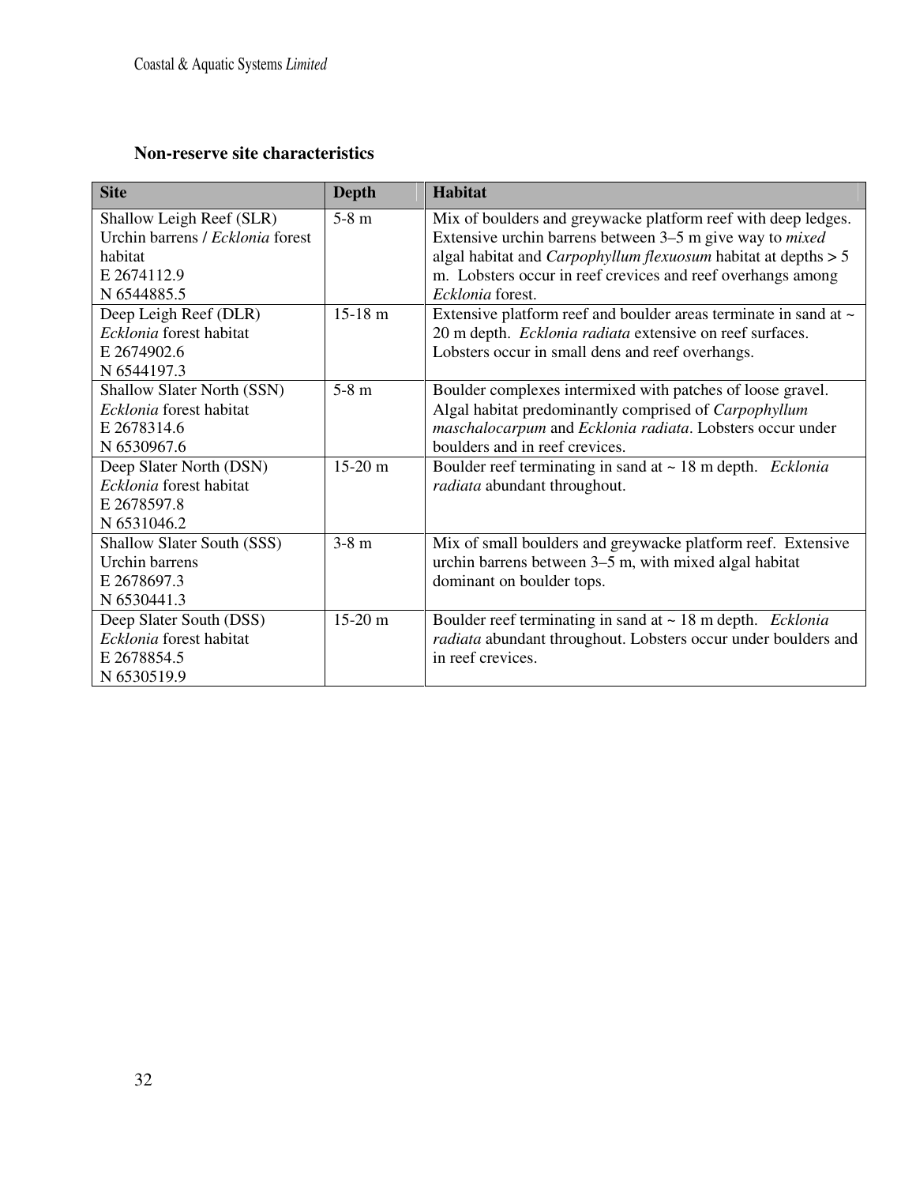### Non-reserve site characteristics

| Site | Depth | Habitat |
|---|---|---|
| Shallow Leigh Reef (SLR)<br>Urchin barrens / *Ecklonia* forest habitat<br>E 2674112.9<br>N 6544885.5 | 5-8 m | Mix of boulders and greywacke platform reef with deep ledges. Extensive urchin barrens between 3–5 m give way to *mixed* algal habitat and *Carpophyllum flexuosum* habitat at depths > 5 m. Lobsters occur in reef crevices and reef overhangs among *Ecklonia* forest. |
| Deep Leigh Reef (DLR)<br>*Ecklonia* forest habitat<br>E 2674902.6<br>N 6544197.3 | 15-18 m | Extensive platform reef and boulder areas terminate in sand at ~ 20 m depth. *Ecklonia radiata* extensive on reef surfaces. Lobsters occur in small dens and reef overhangs. |
| Shallow Slater North (SSN)<br>*Ecklonia* forest habitat<br>E 2678314.6<br>N 6530967.6 | 5-8 m | Boulder complexes intermixed with patches of loose gravel. Algal habitat predominantly comprised of *Carpophyllum maschalocarpum* and *Ecklonia radiata*. Lobsters occur under boulders and in reef crevices. |
| Deep Slater North (DSN)<br>*Ecklonia* forest habitat<br>E 2678597.8<br>N 6531046.2 | 15-20 m | Boulder reef terminating in sand at ~ 18 m depth. *Ecklonia radiata* abundant throughout. |
| Shallow Slater South (SSS)<br>Urchin barrens<br>E 2678697.3<br>N 6530441.3 | 3-8 m | Mix of small boulders and greywacke platform reef. Extensive urchin barrens between 3–5 m, with mixed algal habitat dominant on boulder tops. |
| Deep Slater South (DSS)<br>*Ecklonia* forest habitat<br>E 2678854.5<br>N 6530519.9 | 15-20 m | Boulder reef terminating in sand at ~ 18 m depth. *Ecklonia radiata* abundant throughout. Lobsters occur under boulders and in reef crevices. |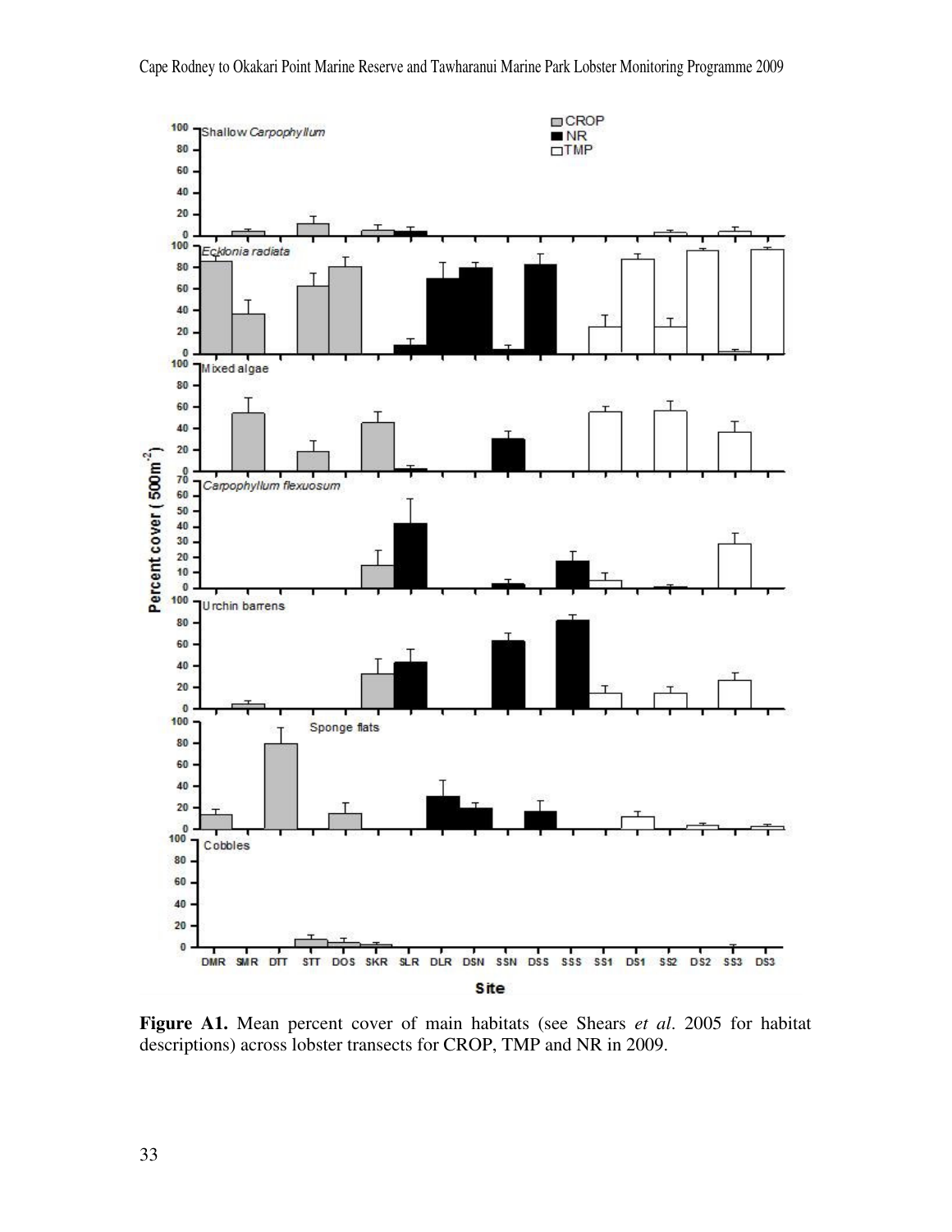**Figure A1.** Mean percent cover of main habitats (see Shears *et al*. 2005 for habitat descriptions) across lobster transects for CROP, TMP and NR in 2009.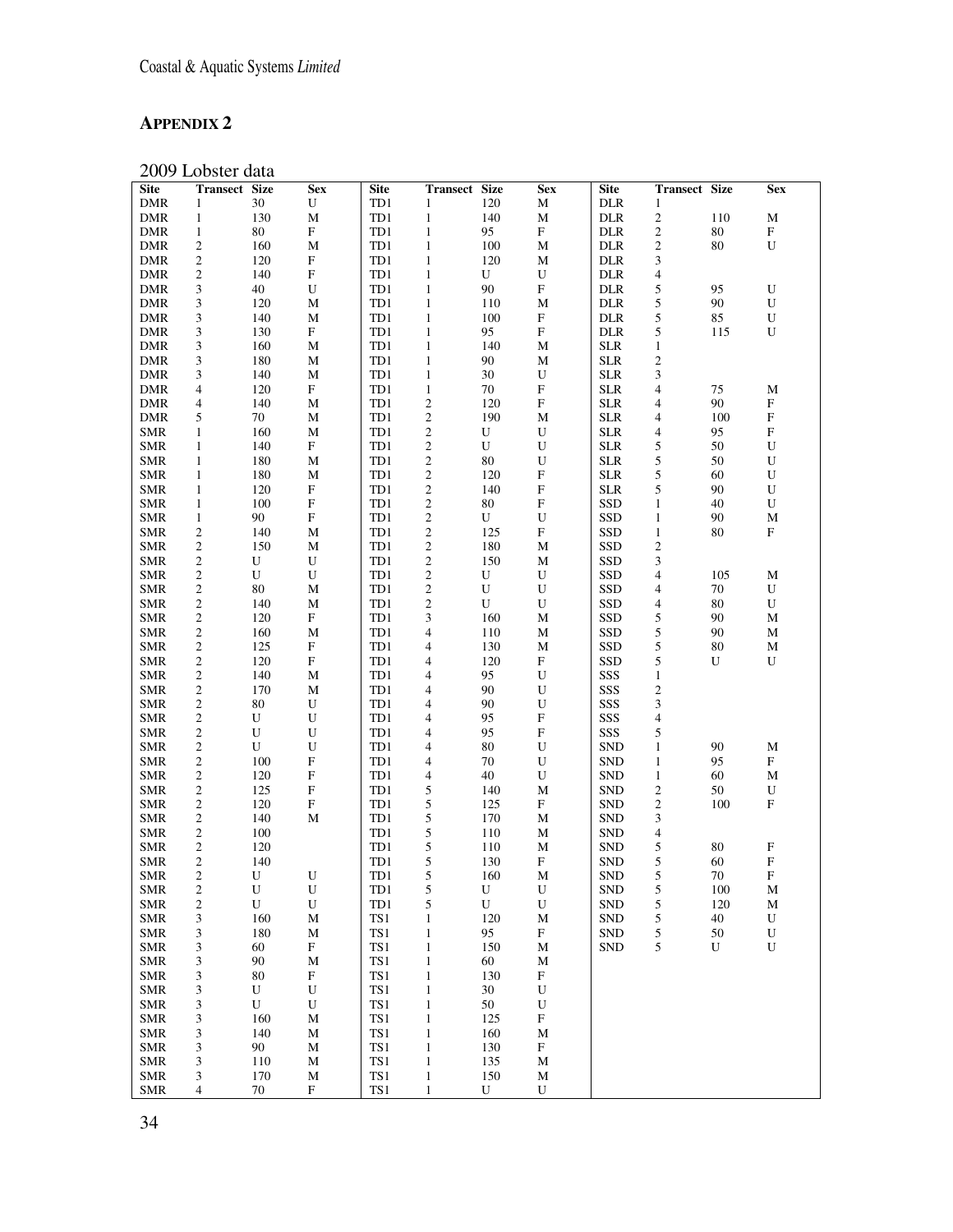## APPENDIX 2

2009 Lobster data

| Site | Transect | Size | Sex | Site | Transect | Size | Sex | Site | Transect | Size | Sex |
|---|---|---|---|---|---|---|---|---|---|---|---|
| DMR | 1 | 30 | U | TD1 | 1 | 120 | M | DLR | 1 | | |
| DMR | 1 | 130 | M | TD1 | 1 | 140 | M | DLR | 2 | 110 | M |
| DMR | 1 | 80 | F | TD1 | 1 | 95 | F | DLR | 2 | 80 | F |
| DMR | 2 | 160 | M | TD1 | 1 | 100 | M | DLR | 2 | 80 | U |
| DMR | 2 | 120 | F | TD1 | 1 | 120 | M | DLR | 3 | | |
| DMR | 2 | 140 | F | TD1 | 1 | U | U | DLR | 4 | | |
| DMR | 3 | 40 | U | TD1 | 1 | 90 | F | DLR | 5 | 95 | U |
| DMR | 3 | 120 | M | TD1 | 1 | 110 | M | DLR | 5 | 90 | U |
| DMR | 3 | 140 | M | TD1 | 1 | 100 | F | DLR | 5 | 85 | U |
| DMR | 3 | 130 | F | TD1 | 1 | 95 | F | DLR | 5 | 115 | U |
| DMR | 3 | 160 | M | TD1 | 1 | 140 | M | SLR | 1 | | |
| DMR | 3 | 180 | M | TD1 | 1 | 90 | M | SLR | 2 | | |
| DMR | 3 | 140 | M | TD1 | 1 | 30 | U | SLR | 3 | | |
| DMR | 4 | 120 | F | TD1 | 1 | 70 | F | SLR | 4 | 75 | M |
| DMR | 4 | 140 | M | TD1 | 2 | 120 | F | SLR | 4 | 90 | F |
| DMR | 5 | 70 | M | TD1 | 2 | 190 | M | SLR | 4 | 100 | F |
| SMR | 1 | 160 | M | TD1 | 2 | U | U | SLR | 4 | 95 | F |
| SMR | 1 | 140 | F | TD1 | 2 | U | U | SLR | 5 | 50 | U |
| SMR | 1 | 180 | M | TD1 | 2 | 80 | U | SLR | 5 | 50 | U |
| SMR | 1 | 180 | M | TD1 | 2 | 120 | F | SLR | 5 | 60 | U |
| SMR | 1 | 120 | F | TD1 | 2 | 140 | F | SLR | 5 | 90 | U |
| SMR | 1 | 100 | F | TD1 | 2 | 80 | F | SSD | 1 | 40 | U |
| SMR | 1 | 90 | F | TD1 | 2 | U | U | SSD | 1 | 90 | M |
| SMR | 2 | 140 | M | TD1 | 2 | 125 | F | SSD | 1 | 80 | F |
| SMR | 2 | 150 | M | TD1 | 2 | 180 | M | SSD | 2 | | |
| SMR | 2 | U | U | TD1 | 2 | 150 | M | SSD | 3 | | |
| SMR | 2 | U | U | TD1 | 2 | U | U | SSD | 4 | 105 | M |
| SMR | 2 | 80 | M | TD1 | 2 | U | U | SSD | 4 | 70 | U |
| SMR | 2 | 140 | M | TD1 | 2 | U | U | SSD | 4 | 80 | U |
| SMR | 2 | 120 | F | TD1 | 3 | 160 | M | SSD | 5 | 90 | M |
| SMR | 2 | 160 | M | TD1 | 4 | 110 | M | SSD | 5 | 90 | M |
| SMR | 2 | 125 | F | TD1 | 4 | 130 | M | SSD | 5 | 80 | M |
| SMR | 2 | 120 | F | TD1 | 4 | 120 | F | SSD | 5 | U | U |
| SMR | 2 | 140 | M | TD1 | 4 | 95 | U | SSS | 1 | | |
| SMR | 2 | 170 | M | TD1 | 4 | 90 | U | SSS | 2 | | |
| SMR | 2 | 80 | U | TD1 | 4 | 90 | U | SSS | 3 | | |
| SMR | 2 | U | U | TD1 | 4 | 95 | F | SSS | 4 | | |
| SMR | 2 | U | U | TD1 | 4 | 95 | F | SSS | 5 | | |
| SMR | 2 | U | U | TD1 | 4 | 80 | U | SND | 1 | 90 | M |
| SMR | 2 | 100 | F | TD1 | 4 | 70 | U | SND | 1 | 95 | F |
| SMR | 2 | 120 | F | TD1 | 4 | 40 | U | SND | 1 | 60 | M |
| SMR | 2 | 125 | F | TD1 | 5 | 140 | M | SND | 2 | 50 | U |
| SMR | 2 | 120 | F | TD1 | 5 | 125 | F | SND | 2 | 100 | F |
| SMR | 2 | 140 | M | TD1 | 5 | 170 | M | SND | 3 | | |
| SMR | 2 | 100 | | TD1 | 5 | 110 | M | SND | 4 | | |
| SMR | 2 | 120 | | TD1 | 5 | 110 | M | SND | 5 | 80 | F |
| SMR | 2 | 140 | | TD1 | 5 | 130 | F | SND | 5 | 60 | F |
| SMR | 2 | U | U | TD1 | 5 | 160 | M | SND | 5 | 70 | F |
| SMR | 2 | U | U | TD1 | 5 | U | U | SND | 5 | 100 | M |
| SMR | 2 | U | U | TD1 | 5 | U | U | SND | 5 | 120 | M |
| SMR | 3 | 160 | M | TS1 | 1 | 120 | M | SND | 5 | 40 | U |
| SMR | 3 | 180 | M | TS1 | 1 | 95 | F | SND | 5 | 50 | U |
| SMR | 3 | 60 | F | TS1 | 1 | 150 | M | SND | 5 | U | U |
| SMR | 3 | 90 | M | TS1 | 1 | 60 | M | | | | |
| SMR | 3 | 80 | F | TS1 | 1 | 130 | F | | | | |
| SMR | 3 | U | U | TS1 | 1 | 30 | U | | | | |
| SMR | 3 | U | U | TS1 | 1 | 50 | U | | | | |
| SMR | 3 | 160 | M | TS1 | 1 | 125 | F | | | | |
| SMR | 3 | 140 | M | TS1 | 1 | 160 | M | | | | |
| SMR | 3 | 90 | M | TS1 | 1 | 130 | F | | | | |
| SMR | 3 | 110 | M | TS1 | 1 | 135 | M | | | | |
| SMR | 3 | 170 | M | TS1 | 1 | 150 | M | | | | |
| SMR | 4 | 70 | F | TS1 | 1 | U | U | | | | |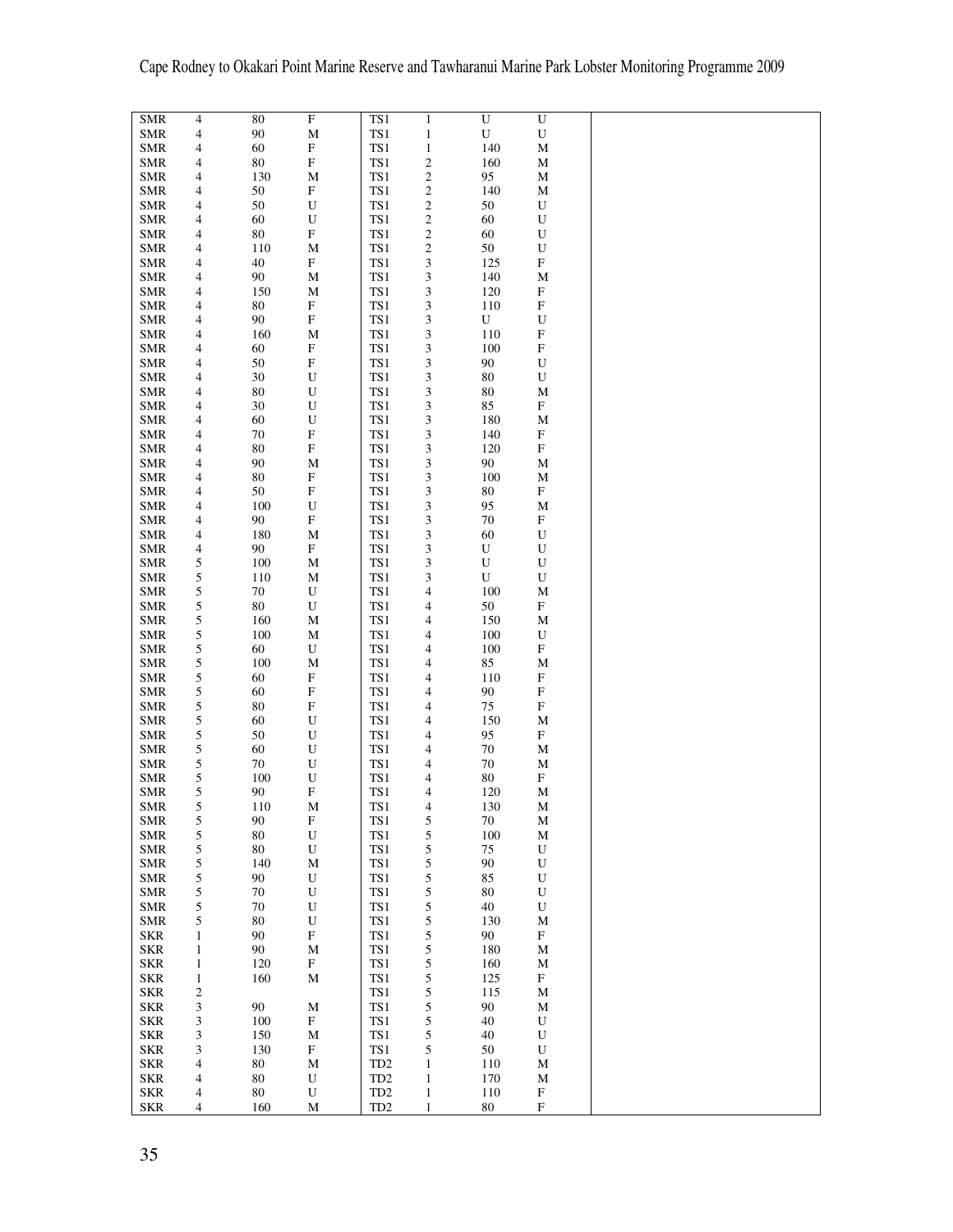| | | | | | | | | |
|---|---|---|---|---|---|---|---|---|
| SMR | 4 | 80 | F | TS1 | 1 | U | U | |
| SMR | 4 | 90 | M | TS1 | 1 | U | U | |
| SMR | 4 | 60 | F | TS1 | 1 | 140 | M | |
| SMR | 4 | 80 | F | TS1 | 2 | 160 | M | |
| SMR | 4 | 130 | M | TS1 | 2 | 95 | M | |
| SMR | 4 | 50 | F | TS1 | 2 | 140 | M | |
| SMR | 4 | 50 | U | TS1 | 2 | 50 | U | |
| SMR | 4 | 60 | U | TS1 | 2 | 60 | U | |
| SMR | 4 | 80 | F | TS1 | 2 | 60 | U | |
| SMR | 4 | 110 | M | TS1 | 2 | 50 | U | |
| SMR | 4 | 40 | F | TS1 | 3 | 125 | F | |
| SMR | 4 | 90 | M | TS1 | 3 | 140 | M | |
| SMR | 4 | 150 | M | TS1 | 3 | 120 | F | |
| SMR | 4 | 80 | F | TS1 | 3 | 110 | F | |
| SMR | 4 | 90 | F | TS1 | 3 | U | U | |
| SMR | 4 | 160 | M | TS1 | 3 | 110 | F | |
| SMR | 4 | 60 | F | TS1 | 3 | 100 | F | |
| SMR | 4 | 50 | F | TS1 | 3 | 90 | U | |
| SMR | 4 | 30 | U | TS1 | 3 | 80 | U | |
| SMR | 4 | 80 | U | TS1 | 3 | 80 | M | |
| SMR | 4 | 30 | U | TS1 | 3 | 85 | F | |
| SMR | 4 | 60 | U | TS1 | 3 | 180 | M | |
| SMR | 4 | 70 | F | TS1 | 3 | 140 | F | |
| SMR | 4 | 80 | F | TS1 | 3 | 120 | F | |
| SMR | 4 | 90 | M | TS1 | 3 | 90 | M | |
| SMR | 4 | 80 | F | TS1 | 3 | 100 | M | |
| SMR | 4 | 50 | F | TS1 | 3 | 80 | F | |
| SMR | 4 | 100 | U | TS1 | 3 | 95 | M | |
| SMR | 4 | 90 | F | TS1 | 3 | 70 | F | |
| SMR | 4 | 180 | M | TS1 | 3 | 60 | U | |
| SMR | 4 | 90 | F | TS1 | 3 | U | U | |
| SMR | 5 | 100 | M | TS1 | 3 | U | U | |
| SMR | 5 | 110 | M | TS1 | 3 | U | U | |
| SMR | 5 | 70 | U | TS1 | 4 | 100 | M | |
| SMR | 5 | 80 | U | TS1 | 4 | 50 | F | |
| SMR | 5 | 160 | M | TS1 | 4 | 150 | M | |
| SMR | 5 | 100 | M | TS1 | 4 | 100 | U | |
| SMR | 5 | 60 | U | TS1 | 4 | 100 | F | |
| SMR | 5 | 100 | M | TS1 | 4 | 85 | M | |
| SMR | 5 | 60 | F | TS1 | 4 | 110 | F | |
| SMR | 5 | 60 | F | TS1 | 4 | 90 | F | |
| SMR | 5 | 80 | F | TS1 | 4 | 75 | F | |
| SMR | 5 | 60 | U | TS1 | 4 | 150 | M | |
| SMR | 5 | 50 | U | TS1 | 4 | 95 | F | |
| SMR | 5 | 60 | U | TS1 | 4 | 70 | M | |
| SMR | 5 | 70 | U | TS1 | 4 | 70 | M | |
| SMR | 5 | 100 | U | TS1 | 4 | 80 | F | |
| SMR | 5 | 90 | F | TS1 | 4 | 120 | M | |
| SMR | 5 | 110 | M | TS1 | 4 | 130 | M | |
| SMR | 5 | 90 | F | TS1 | 5 | 70 | M | |
| SMR | 5 | 80 | U | TS1 | 5 | 100 | M | |
| SMR | 5 | 80 | U | TS1 | 5 | 75 | U | |
| SMR | 5 | 140 | M | TS1 | 5 | 90 | U | |
| SMR | 5 | 90 | U | TS1 | 5 | 85 | U | |
| SMR | 5 | 70 | U | TS1 | 5 | 80 | U | |
| SMR | 5 | 70 | U | TS1 | 5 | 40 | U | |
| SMR | 5 | 80 | U | TS1 | 5 | 130 | M | |
| SKR | 1 | 90 | F | TS1 | 5 | 90 | F | |
| SKR | 1 | 90 | M | TS1 | 5 | 180 | M | |
| SKR | 1 | 120 | F | TS1 | 5 | 160 | M | |
| SKR | 1 | 160 | M | TS1 | 5 | 125 | F | |
| SKR | 2 | | | TS1 | 5 | 115 | M | |
| SKR | 3 | 90 | M | TS1 | 5 | 90 | M | |
| SKR | 3 | 100 | F | TS1 | 5 | 40 | U | |
| SKR | 3 | 150 | M | TS1 | 5 | 40 | U | |
| SKR | 3 | 130 | F | TS1 | 5 | 50 | U | |
| SKR | 4 | 80 | M | TD2 | 1 | 110 | M | |
| SKR | 4 | 80 | U | TD2 | 1 | 170 | M | |
| SKR | 4 | 80 | U | TD2 | 1 | 110 | F | |
| SKR | 4 | 160 | M | TD2 | 1 | 80 | F | |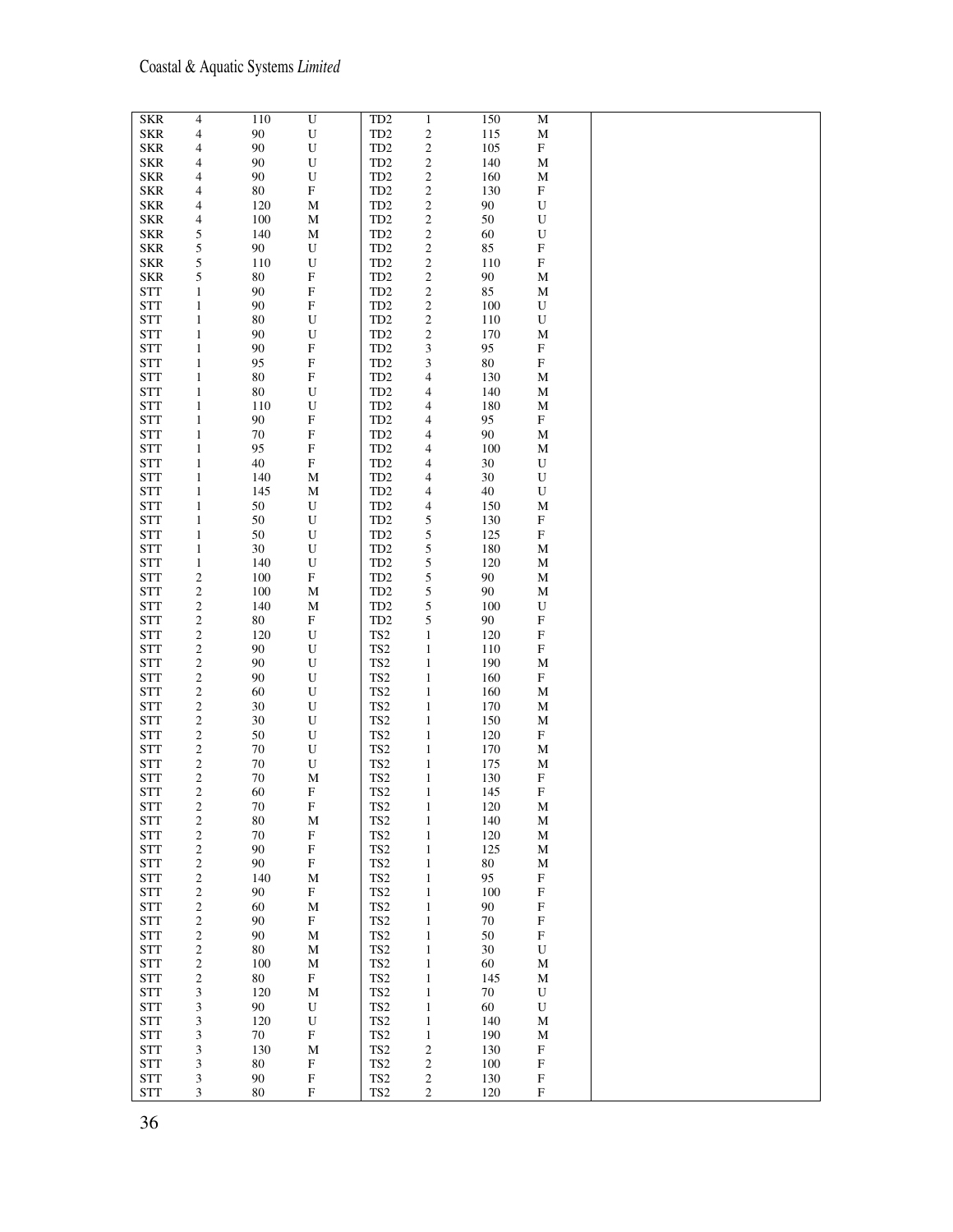| | | | | | | | | |
|---|---|---|---|---|---|---|---|---|
| SKR | 4 | 110 | U | TD2 | 1 | 150 | M | |
| SKR | 4 | 90 | U | TD2 | 2 | 115 | M | |
| SKR | 4 | 90 | U | TD2 | 2 | 105 | F | |
| SKR | 4 | 90 | U | TD2 | 2 | 140 | M | |
| SKR | 4 | 90 | U | TD2 | 2 | 160 | M | |
| SKR | 4 | 80 | F | TD2 | 2 | 130 | F | |
| SKR | 4 | 120 | M | TD2 | 2 | 90 | U | |
| SKR | 4 | 100 | M | TD2 | 2 | 50 | U | |
| SKR | 5 | 140 | M | TD2 | 2 | 60 | U | |
| SKR | 5 | 90 | U | TD2 | 2 | 85 | F | |
| SKR | 5 | 110 | U | TD2 | 2 | 110 | F | |
| SKR | 5 | 80 | F | TD2 | 2 | 90 | M | |
| STT | 1 | 90 | F | TD2 | 2 | 85 | M | |
| STT | 1 | 90 | F | TD2 | 2 | 100 | U | |
| STT | 1 | 80 | U | TD2 | 2 | 110 | U | |
| STT | 1 | 90 | U | TD2 | 2 | 170 | M | |
| STT | 1 | 90 | F | TD2 | 3 | 95 | F | |
| STT | 1 | 95 | F | TD2 | 3 | 80 | F | |
| STT | 1 | 80 | F | TD2 | 4 | 130 | M | |
| STT | 1 | 80 | U | TD2 | 4 | 140 | M | |
| STT | 1 | 110 | U | TD2 | 4 | 180 | M | |
| STT | 1 | 90 | F | TD2 | 4 | 95 | F | |
| STT | 1 | 70 | F | TD2 | 4 | 90 | M | |
| STT | 1 | 95 | F | TD2 | 4 | 100 | M | |
| STT | 1 | 40 | F | TD2 | 4 | 30 | U | |
| STT | 1 | 140 | M | TD2 | 4 | 30 | U | |
| STT | 1 | 145 | M | TD2 | 4 | 40 | U | |
| STT | 1 | 50 | U | TD2 | 4 | 150 | M | |
| STT | 1 | 50 | U | TD2 | 5 | 130 | F | |
| STT | 1 | 50 | U | TD2 | 5 | 125 | F | |
| STT | 1 | 30 | U | TD2 | 5 | 180 | M | |
| STT | 1 | 140 | U | TD2 | 5 | 120 | M | |
| STT | 2 | 100 | F | TD2 | 5 | 90 | M | |
| STT | 2 | 100 | M | TD2 | 5 | 90 | M | |
| STT | 2 | 140 | M | TD2 | 5 | 100 | U | |
| STT | 2 | 80 | F | TD2 | 5 | 90 | F | |
| STT | 2 | 120 | U | TS2 | 1 | 120 | F | |
| STT | 2 | 90 | U | TS2 | 1 | 110 | F | |
| STT | 2 | 90 | U | TS2 | 1 | 190 | M | |
| STT | 2 | 90 | U | TS2 | 1 | 160 | F | |
| STT | 2 | 60 | U | TS2 | 1 | 160 | M | |
| STT | 2 | 30 | U | TS2 | 1 | 170 | M | |
| STT | 2 | 30 | U | TS2 | 1 | 150 | M | |
| STT | 2 | 50 | U | TS2 | 1 | 120 | F | |
| STT | 2 | 70 | U | TS2 | 1 | 170 | M | |
| STT | 2 | 70 | U | TS2 | 1 | 175 | M | |
| STT | 2 | 70 | M | TS2 | 1 | 130 | F | |
| STT | 2 | 60 | F | TS2 | 1 | 145 | F | |
| STT | 2 | 70 | F | TS2 | 1 | 120 | M | |
| STT | 2 | 80 | M | TS2 | 1 | 140 | M | |
| STT | 2 | 70 | F | TS2 | 1 | 120 | M | |
| STT | 2 | 90 | F | TS2 | 1 | 125 | M | |
| STT | 2 | 90 | F | TS2 | 1 | 80 | M | |
| STT | 2 | 140 | M | TS2 | 1 | 95 | F | |
| STT | 2 | 90 | F | TS2 | 1 | 100 | F | |
| STT | 2 | 60 | M | TS2 | 1 | 90 | F | |
| STT | 2 | 90 | F | TS2 | 1 | 70 | F | |
| STT | 2 | 90 | M | TS2 | 1 | 50 | F | |
| STT | 2 | 80 | M | TS2 | 1 | 30 | U | |
| STT | 2 | 100 | M | TS2 | 1 | 60 | M | |
| STT | 2 | 80 | F | TS2 | 1 | 145 | M | |
| STT | 3 | 120 | M | TS2 | 1 | 70 | U | |
| STT | 3 | 90 | U | TS2 | 1 | 60 | U | |
| STT | 3 | 120 | U | TS2 | 1 | 140 | M | |
| STT | 3 | 70 | F | TS2 | 1 | 190 | M | |
| STT | 3 | 130 | M | TS2 | 2 | 130 | F | |
| STT | 3 | 80 | F | TS2 | 2 | 100 | F | |
| STT | 3 | 90 | F | TS2 | 2 | 130 | F | |
| STT | 3 | 80 | F | TS2 | 2 | 120 | F | |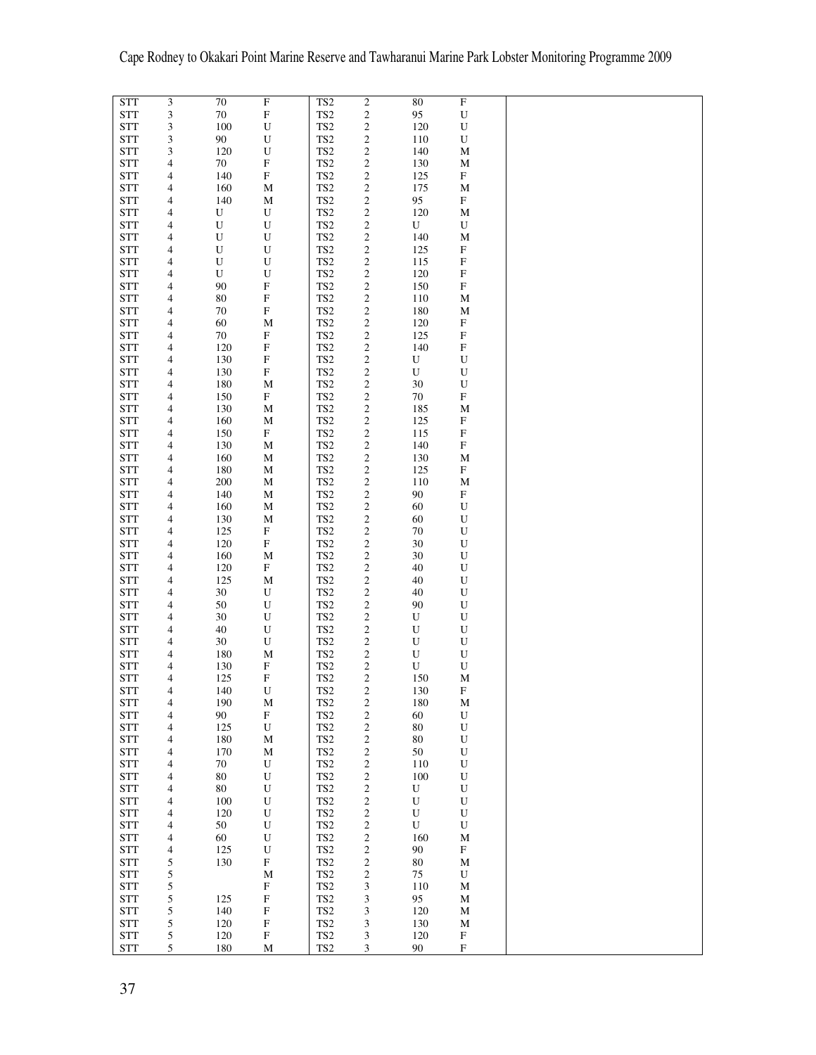| | | | | | | | | |
|---|---|---|---|---|---|---|---|---|
| STT | 3 | 70 | F | TS2 | 2 | 80 | F | |
| STT | 3 | 70 | F | TS2 | 2 | 95 | U | |
| STT | 3 | 100 | U | TS2 | 2 | 120 | U | |
| STT | 3 | 90 | U | TS2 | 2 | 110 | U | |
| STT | 3 | 120 | U | TS2 | 2 | 140 | M | |
| STT | 4 | 70 | F | TS2 | 2 | 130 | M | |
| STT | 4 | 140 | F | TS2 | 2 | 125 | F | |
| STT | 4 | 160 | M | TS2 | 2 | 175 | M | |
| STT | 4 | 140 | M | TS2 | 2 | 95 | F | |
| STT | 4 | U | U | TS2 | 2 | 120 | M | |
| STT | 4 | U | U | TS2 | 2 | U | U | |
| STT | 4 | U | U | TS2 | 2 | 140 | M | |
| STT | 4 | U | U | TS2 | 2 | 125 | F | |
| STT | 4 | U | U | TS2 | 2 | 115 | F | |
| STT | 4 | U | U | TS2 | 2 | 120 | F | |
| STT | 4 | 90 | F | TS2 | 2 | 150 | F | |
| STT | 4 | 80 | F | TS2 | 2 | 110 | M | |
| STT | 4 | 70 | F | TS2 | 2 | 180 | M | |
| STT | 4 | 60 | M | TS2 | 2 | 120 | F | |
| STT | 4 | 70 | F | TS2 | 2 | 125 | F | |
| STT | 4 | 120 | F | TS2 | 2 | 140 | F | |
| STT | 4 | 130 | F | TS2 | 2 | U | U | |
| STT | 4 | 130 | F | TS2 | 2 | U | U | |
| STT | 4 | 180 | M | TS2 | 2 | 30 | U | |
| STT | 4 | 150 | F | TS2 | 2 | 70 | F | |
| STT | 4 | 130 | M | TS2 | 2 | 185 | M | |
| STT | 4 | 160 | M | TS2 | 2 | 125 | F | |
| STT | 4 | 150 | F | TS2 | 2 | 115 | F | |
| STT | 4 | 130 | M | TS2 | 2 | 140 | F | |
| STT | 4 | 160 | M | TS2 | 2 | 130 | M | |
| STT | 4 | 180 | M | TS2 | 2 | 125 | F | |
| STT | 4 | 200 | M | TS2 | 2 | 110 | M | |
| STT | 4 | 140 | M | TS2 | 2 | 90 | F | |
| STT | 4 | 160 | M | TS2 | 2 | 60 | U | |
| STT | 4 | 130 | M | TS2 | 2 | 60 | U | |
| STT | 4 | 125 | F | TS2 | 2 | 70 | U | |
| STT | 4 | 120 | F | TS2 | 2 | 30 | U | |
| STT | 4 | 160 | M | TS2 | 2 | 30 | U | |
| STT | 4 | 120 | F | TS2 | 2 | 40 | U | |
| STT | 4 | 125 | M | TS2 | 2 | 40 | U | |
| STT | 4 | 30 | U | TS2 | 2 | 40 | U | |
| STT | 4 | 50 | U | TS2 | 2 | 90 | U | |
| STT | 4 | 30 | U | TS2 | 2 | U | U | |
| STT | 4 | 40 | U | TS2 | 2 | U | U | |
| STT | 4 | 30 | U | TS2 | 2 | U | U | |
| STT | 4 | 180 | M | TS2 | 2 | U | U | |
| STT | 4 | 130 | F | TS2 | 2 | U | U | |
| STT | 4 | 125 | F | TS2 | 2 | 150 | M | |
| STT | 4 | 140 | U | TS2 | 2 | 130 | F | |
| STT | 4 | 190 | M | TS2 | 2 | 180 | M | |
| STT | 4 | 90 | F | TS2 | 2 | 60 | U | |
| STT | 4 | 125 | U | TS2 | 2 | 80 | U | |
| STT | 4 | 180 | M | TS2 | 2 | 80 | U | |
| STT | 4 | 170 | M | TS2 | 2 | 50 | U | |
| STT | 4 | 70 | U | TS2 | 2 | 110 | U | |
| STT | 4 | 80 | U | TS2 | 2 | 100 | U | |
| STT | 4 | 80 | U | TS2 | 2 | U | U | |
| STT | 4 | 100 | U | TS2 | 2 | U | U | |
| STT | 4 | 120 | U | TS2 | 2 | U | U | |
| STT | 4 | 50 | U | TS2 | 2 | U | U | |
| STT | 4 | 60 | U | TS2 | 2 | 160 | M | |
| STT | 4 | 125 | U | TS2 | 2 | 90 | F | |
| STT | 5 | 130 | F | TS2 | 2 | 80 | M | |
| STT | 5 | | M | TS2 | 2 | 75 | U | |
| STT | 5 | | F | TS2 | 3 | 110 | M | |
| STT | 5 | 125 | F | TS2 | 3 | 95 | M | |
| STT | 5 | 140 | F | TS2 | 3 | 120 | M | |
| STT | 5 | 120 | F | TS2 | 3 | 130 | M | |
| STT | 5 | 120 | F | TS2 | 3 | 120 | F | |
| STT | 5 | 180 | M | TS2 | 3 | 90 | F | |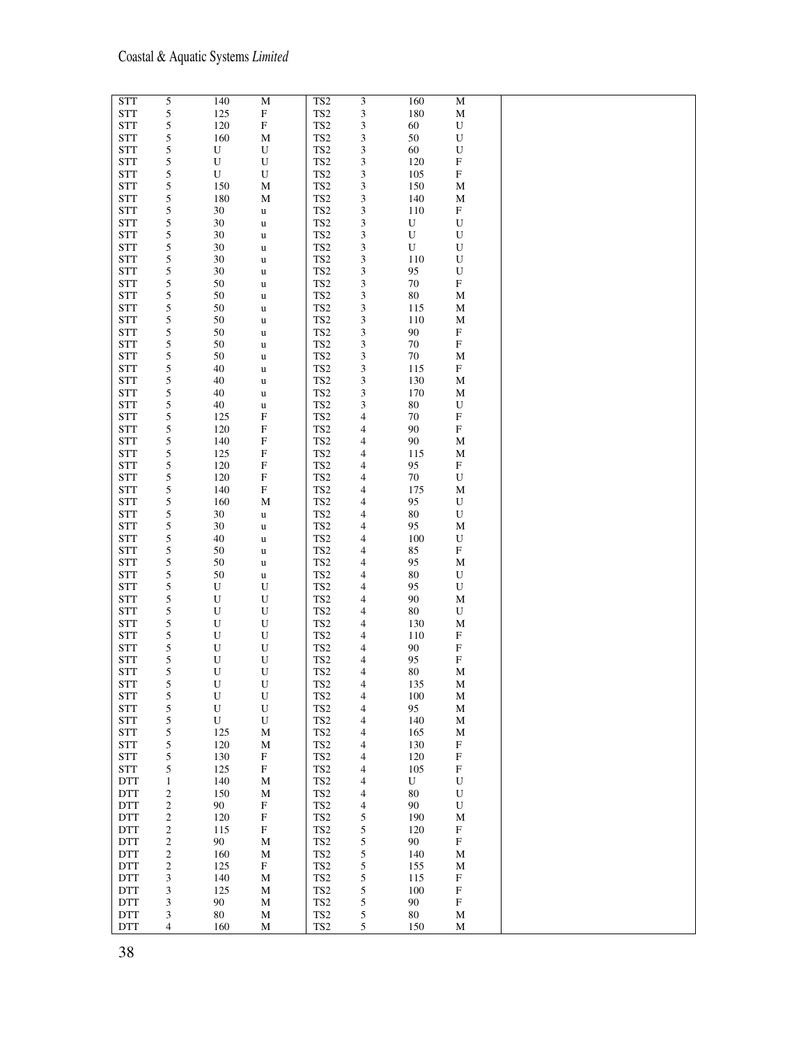| | | | | | | | | |
|---|---|---|---|---|---|---|---|---|
| STT | 5 | 140 | M | TS2 | 3 | 160 | M | |
| STT | 5 | 125 | F | TS2 | 3 | 180 | M | |
| STT | 5 | 120 | F | TS2 | 3 | 60 | U | |
| STT | 5 | 160 | M | TS2 | 3 | 50 | U | |
| STT | 5 | U | U | TS2 | 3 | 60 | U | |
| STT | 5 | U | U | TS2 | 3 | 120 | F | |
| STT | 5 | U | U | TS2 | 3 | 105 | F | |
| STT | 5 | 150 | M | TS2 | 3 | 150 | M | |
| STT | 5 | 180 | M | TS2 | 3 | 140 | M | |
| STT | 5 | 30 | u | TS2 | 3 | 110 | F | |
| STT | 5 | 30 | u | TS2 | 3 | U | U | |
| STT | 5 | 30 | u | TS2 | 3 | U | U | |
| STT | 5 | 30 | u | TS2 | 3 | U | U | |
| STT | 5 | 30 | u | TS2 | 3 | 110 | U | |
| STT | 5 | 30 | u | TS2 | 3 | 95 | U | |
| STT | 5 | 50 | u | TS2 | 3 | 70 | F | |
| STT | 5 | 50 | u | TS2 | 3 | 80 | M | |
| STT | 5 | 50 | u | TS2 | 3 | 115 | M | |
| STT | 5 | 50 | u | TS2 | 3 | 110 | M | |
| STT | 5 | 50 | u | TS2 | 3 | 90 | F | |
| STT | 5 | 50 | u | TS2 | 3 | 70 | F | |
| STT | 5 | 50 | u | TS2 | 3 | 70 | M | |
| STT | 5 | 40 | u | TS2 | 3 | 115 | F | |
| STT | 5 | 40 | u | TS2 | 3 | 130 | M | |
| STT | 5 | 40 | u | TS2 | 3 | 170 | M | |
| STT | 5 | 40 | u | TS2 | 3 | 80 | U | |
| STT | 5 | 125 | F | TS2 | 4 | 70 | F | |
| STT | 5 | 120 | F | TS2 | 4 | 90 | F | |
| STT | 5 | 140 | F | TS2 | 4 | 90 | M | |
| STT | 5 | 125 | F | TS2 | 4 | 115 | M | |
| STT | 5 | 120 | F | TS2 | 4 | 95 | F | |
| STT | 5 | 120 | F | TS2 | 4 | 70 | U | |
| STT | 5 | 140 | F | TS2 | 4 | 175 | M | |
| STT | 5 | 160 | M | TS2 | 4 | 95 | U | |
| STT | 5 | 30 | u | TS2 | 4 | 80 | U | |
| STT | 5 | 30 | u | TS2 | 4 | 95 | M | |
| STT | 5 | 40 | u | TS2 | 4 | 100 | U | |
| STT | 5 | 50 | u | TS2 | 4 | 85 | F | |
| STT | 5 | 50 | u | TS2 | 4 | 95 | M | |
| STT | 5 | 50 | u | TS2 | 4 | 80 | U | |
| STT | 5 | U | U | TS2 | 4 | 95 | U | |
| STT | 5 | U | U | TS2 | 4 | 90 | M | |
| STT | 5 | U | U | TS2 | 4 | 80 | U | |
| STT | 5 | U | U | TS2 | 4 | 130 | M | |
| STT | 5 | U | U | TS2 | 4 | 110 | F | |
| STT | 5 | U | U | TS2 | 4 | 90 | F | |
| STT | 5 | U | U | TS2 | 4 | 95 | F | |
| STT | 5 | U | U | TS2 | 4 | 80 | M | |
| STT | 5 | U | U | TS2 | 4 | 135 | M | |
| STT | 5 | U | U | TS2 | 4 | 100 | M | |
| STT | 5 | U | U | TS2 | 4 | 95 | M | |
| STT | 5 | U | U | TS2 | 4 | 140 | M | |
| STT | 5 | 125 | M | TS2 | 4 | 165 | M | |
| STT | 5 | 120 | M | TS2 | 4 | 130 | F | |
| STT | 5 | 130 | F | TS2 | 4 | 120 | F | |
| STT | 5 | 125 | F | TS2 | 4 | 105 | F | |
| DTT | 1 | 140 | M | TS2 | 4 | U | U | |
| DTT | 2 | 150 | M | TS2 | 4 | 80 | U | |
| DTT | 2 | 90 | F | TS2 | 4 | 90 | U | |
| DTT | 2 | 120 | F | TS2 | 5 | 190 | M | |
| DTT | 2 | 115 | F | TS2 | 5 | 120 | F | |
| DTT | 2 | 90 | M | TS2 | 5 | 90 | F | |
| DTT | 2 | 160 | M | TS2 | 5 | 140 | M | |
| DTT | 2 | 125 | F | TS2 | 5 | 155 | M | |
| DTT | 3 | 140 | M | TS2 | 5 | 115 | F | |
| DTT | 3 | 125 | M | TS2 | 5 | 100 | F | |
| DTT | 3 | 90 | M | TS2 | 5 | 90 | F | |
| DTT | 3 | 80 | M | TS2 | 5 | 80 | M | |
| DTT | 4 | 160 | M | TS2 | 5 | 150 | M | |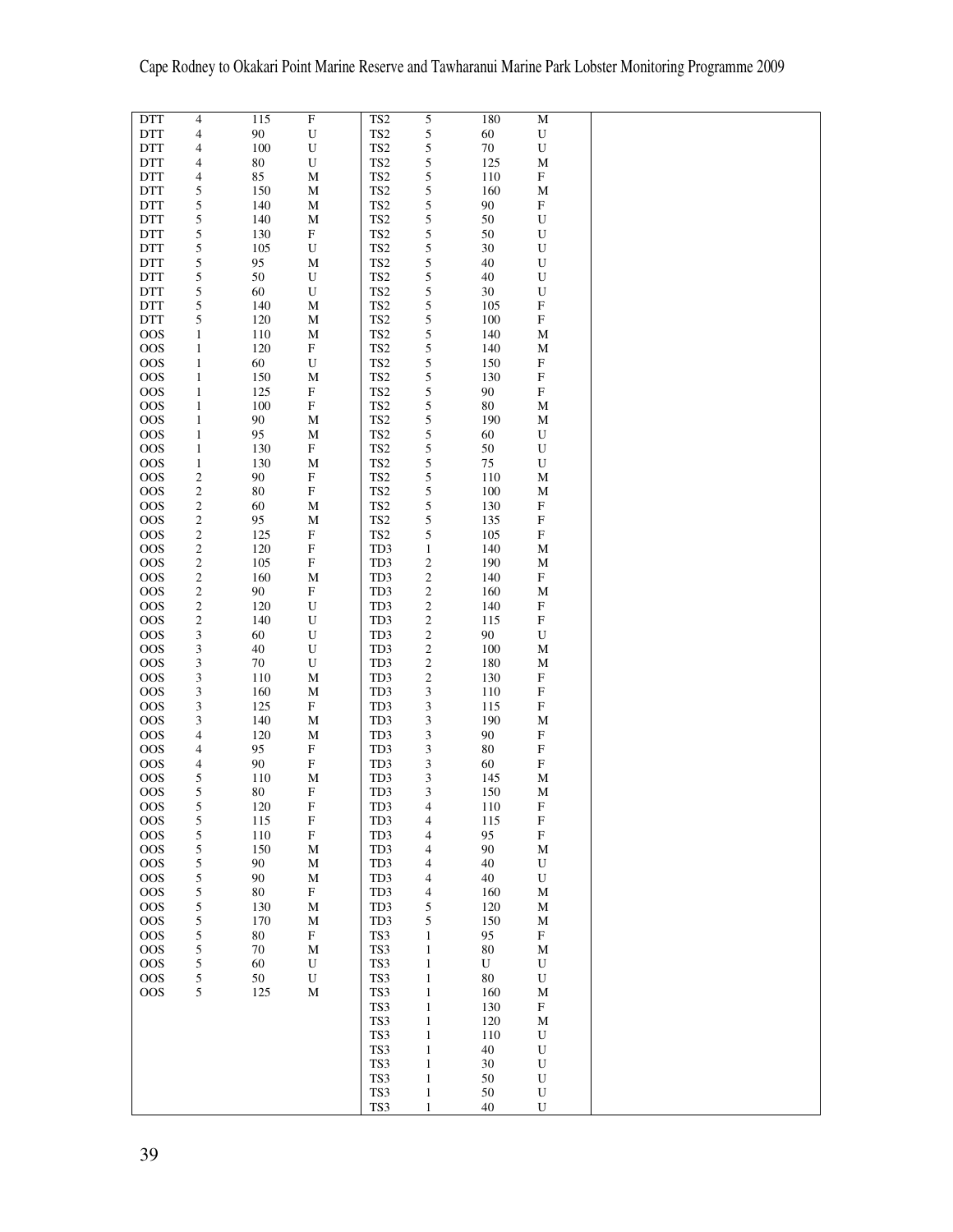| | | | | | | | | |
|---|---|---|---|---|---|---|---|---|
| DTT | 4 | 115 | F | TS2 | 5 | 180 | M | |
| DTT | 4 | 90 | U | TS2 | 5 | 60 | U | |
| DTT | 4 | 100 | U | TS2 | 5 | 70 | U | |
| DTT | 4 | 80 | U | TS2 | 5 | 125 | M | |
| DTT | 4 | 85 | M | TS2 | 5 | 110 | F | |
| DTT | 5 | 150 | M | TS2 | 5 | 160 | M | |
| DTT | 5 | 140 | M | TS2 | 5 | 90 | F | |
| DTT | 5 | 140 | M | TS2 | 5 | 50 | U | |
| DTT | 5 | 130 | F | TS2 | 5 | 50 | U | |
| DTT | 5 | 105 | U | TS2 | 5 | 30 | U | |
| DTT | 5 | 95 | M | TS2 | 5 | 40 | U | |
| DTT | 5 | 50 | U | TS2 | 5 | 40 | U | |
| DTT | 5 | 60 | U | TS2 | 5 | 30 | U | |
| DTT | 5 | 140 | M | TS2 | 5 | 105 | F | |
| DTT | 5 | 120 | M | TS2 | 5 | 100 | F | |
| OOS | 1 | 110 | M | TS2 | 5 | 140 | M | |
| OOS | 1 | 120 | F | TS2 | 5 | 140 | M | |
| OOS | 1 | 60 | U | TS2 | 5 | 150 | F | |
| OOS | 1 | 150 | M | TS2 | 5 | 130 | F | |
| OOS | 1 | 125 | F | TS2 | 5 | 90 | F | |
| OOS | 1 | 100 | F | TS2 | 5 | 80 | M | |
| OOS | 1 | 90 | M | TS2 | 5 | 190 | M | |
| OOS | 1 | 95 | M | TS2 | 5 | 60 | U | |
| OOS | 1 | 130 | F | TS2 | 5 | 50 | U | |
| OOS | 1 | 130 | M | TS2 | 5 | 75 | U | |
| OOS | 2 | 90 | F | TS2 | 5 | 110 | M | |
| OOS | 2 | 80 | F | TS2 | 5 | 100 | M | |
| OOS | 2 | 60 | M | TS2 | 5 | 130 | F | |
| OOS | 2 | 95 | M | TS2 | 5 | 135 | F | |
| OOS | 2 | 125 | F | TS2 | 5 | 105 | F | |
| OOS | 2 | 120 | F | TD3 | 1 | 140 | M | |
| OOS | 2 | 105 | F | TD3 | 2 | 190 | M | |
| OOS | 2 | 160 | M | TD3 | 2 | 140 | F | |
| OOS | 2 | 90 | F | TD3 | 2 | 160 | M | |
| OOS | 2 | 120 | U | TD3 | 2 | 140 | F | |
| OOS | 2 | 140 | U | TD3 | 2 | 115 | F | |
| OOS | 3 | 60 | U | TD3 | 2 | 90 | U | |
| OOS | 3 | 40 | U | TD3 | 2 | 100 | M | |
| OOS | 3 | 70 | U | TD3 | 2 | 180 | M | |
| OOS | 3 | 110 | M | TD3 | 2 | 130 | F | |
| OOS | 3 | 160 | M | TD3 | 3 | 110 | F | |
| OOS | 3 | 125 | F | TD3 | 3 | 115 | F | |
| OOS | 3 | 140 | M | TD3 | 3 | 190 | M | |
| OOS | 4 | 120 | M | TD3 | 3 | 90 | F | |
| OOS | 4 | 95 | F | TD3 | 3 | 80 | F | |
| OOS | 4 | 90 | F | TD3 | 3 | 60 | F | |
| OOS | 5 | 110 | M | TD3 | 3 | 145 | M | |
| OOS | 5 | 80 | F | TD3 | 3 | 150 | M | |
| OOS | 5 | 120 | F | TD3 | 4 | 110 | F | |
| OOS | 5 | 115 | F | TD3 | 4 | 115 | F | |
| OOS | 5 | 110 | F | TD3 | 4 | 95 | F | |
| OOS | 5 | 150 | M | TD3 | 4 | 90 | M | |
| OOS | 5 | 90 | M | TD3 | 4 | 40 | U | |
| OOS | 5 | 90 | M | TD3 | 4 | 40 | U | |
| OOS | 5 | 80 | F | TD3 | 4 | 160 | M | |
| OOS | 5 | 130 | M | TD3 | 5 | 120 | M | |
| OOS | 5 | 170 | M | TD3 | 5 | 150 | M | |
| OOS | 5 | 80 | F | TS3 | 1 | 95 | F | |
| OOS | 5 | 70 | M | TS3 | 1 | 80 | M | |
| OOS | 5 | 60 | U | TS3 | 1 | U | U | |
| OOS | 5 | 50 | U | TS3 | 1 | 80 | U | |
| OOS | 5 | 125 | M | TS3 | 1 | 160 | M | |
| | | | | TS3 | 1 | 130 | F | |
| | | | | TS3 | 1 | 120 | M | |
| | | | | TS3 | 1 | 110 | U | |
| | | | | TS3 | 1 | 40 | U | |
| | | | | TS3 | 1 | 30 | U | |
| | | | | TS3 | 1 | 50 | U | |
| | | | | TS3 | 1 | 50 | U | |
| | | | | TS3 | 1 | 40 | U | |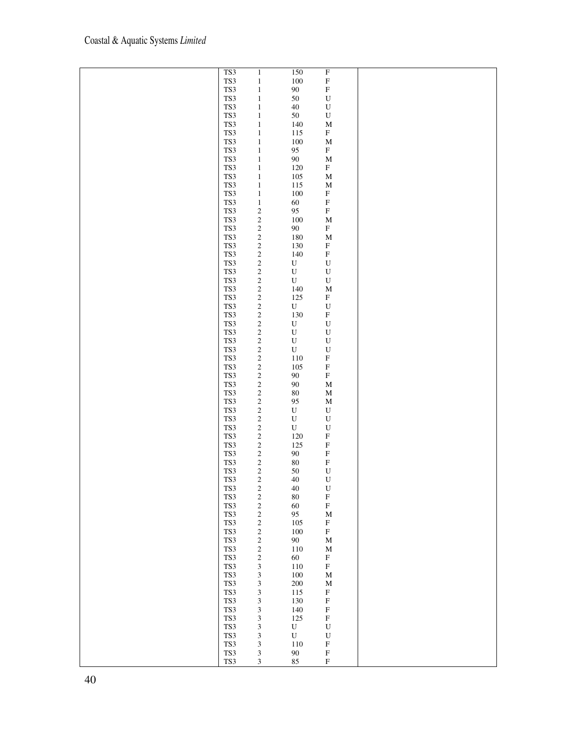|  |  |  |  |  |  |
| --- | --- | --- | --- | --- | --- |
|  | TS3 | 1 | 150 | F |  |
|  | TS3 | 1 | 100 | F |  |
|  | TS3 | 1 | 90 | F |  |
|  | TS3 | 1 | 50 | U |  |
|  | TS3 | 1 | 40 | U |  |
|  | TS3 | 1 | 50 | U |  |
|  | TS3 | 1 | 140 | M |  |
|  | TS3 | 1 | 115 | F |  |
|  | TS3 | 1 | 100 | M |  |
|  | TS3 | 1 | 95 | F |  |
|  | TS3 | 1 | 90 | M |  |
|  | TS3 | 1 | 120 | F |  |
|  | TS3 | 1 | 105 | M |  |
|  | TS3 | 1 | 115 | M |  |
|  | TS3 | 1 | 100 | F |  |
|  | TS3 | 1 | 60 | F |  |
|  | TS3 | 2 | 95 | F |  |
|  | TS3 | 2 | 100 | M |  |
|  | TS3 | 2 | 90 | F |  |
|  | TS3 | 2 | 180 | M |  |
|  | TS3 | 2 | 130 | F |  |
|  | TS3 | 2 | 140 | F |  |
|  | TS3 | 2 | U | U |  |
|  | TS3 | 2 | U | U |  |
|  | TS3 | 2 | U | U |  |
|  | TS3 | 2 | 140 | M |  |
|  | TS3 | 2 | 125 | F |  |
|  | TS3 | 2 | U | U |  |
|  | TS3 | 2 | 130 | F |  |
|  | TS3 | 2 | U | U |  |
|  | TS3 | 2 | U | U |  |
|  | TS3 | 2 | U | U |  |
|  | TS3 | 2 | U | U |  |
|  | TS3 | 2 | 110 | F |  |
|  | TS3 | 2 | 105 | F |  |
|  | TS3 | 2 | 90 | F |  |
|  | TS3 | 2 | 90 | M |  |
|  | TS3 | 2 | 80 | M |  |
|  | TS3 | 2 | 95 | M |  |
|  | TS3 | 2 | U | U |  |
|  | TS3 | 2 | U | U |  |
|  | TS3 | 2 | U | U |  |
|  | TS3 | 2 | 120 | F |  |
|  | TS3 | 2 | 125 | F |  |
|  | TS3 | 2 | 90 | F |  |
|  | TS3 | 2 | 80 | F |  |
|  | TS3 | 2 | 50 | U |  |
|  | TS3 | 2 | 40 | U |  |
|  | TS3 | 2 | 40 | U |  |
|  | TS3 | 2 | 80 | F |  |
|  | TS3 | 2 | 60 | F |  |
|  | TS3 | 2 | 95 | M |  |
|  | TS3 | 2 | 105 | F |  |
|  | TS3 | 2 | 100 | F |  |
|  | TS3 | 2 | 90 | M |  |
|  | TS3 | 2 | 110 | M |  |
|  | TS3 | 2 | 60 | F |  |
|  | TS3 | 3 | 110 | F |  |
|  | TS3 | 3 | 100 | M |  |
|  | TS3 | 3 | 200 | M |  |
|  | TS3 | 3 | 115 | F |  |
|  | TS3 | 3 | 130 | F |  |
|  | TS3 | 3 | 140 | F |  |
|  | TS3 | 3 | 125 | F |  |
|  | TS3 | 3 | U | U |  |
|  | TS3 | 3 | U | U |  |
|  | TS3 | 3 | 110 | F |  |
|  | TS3 | 3 | 90 | F |  |
|  | TS3 | 3 | 85 | F |  |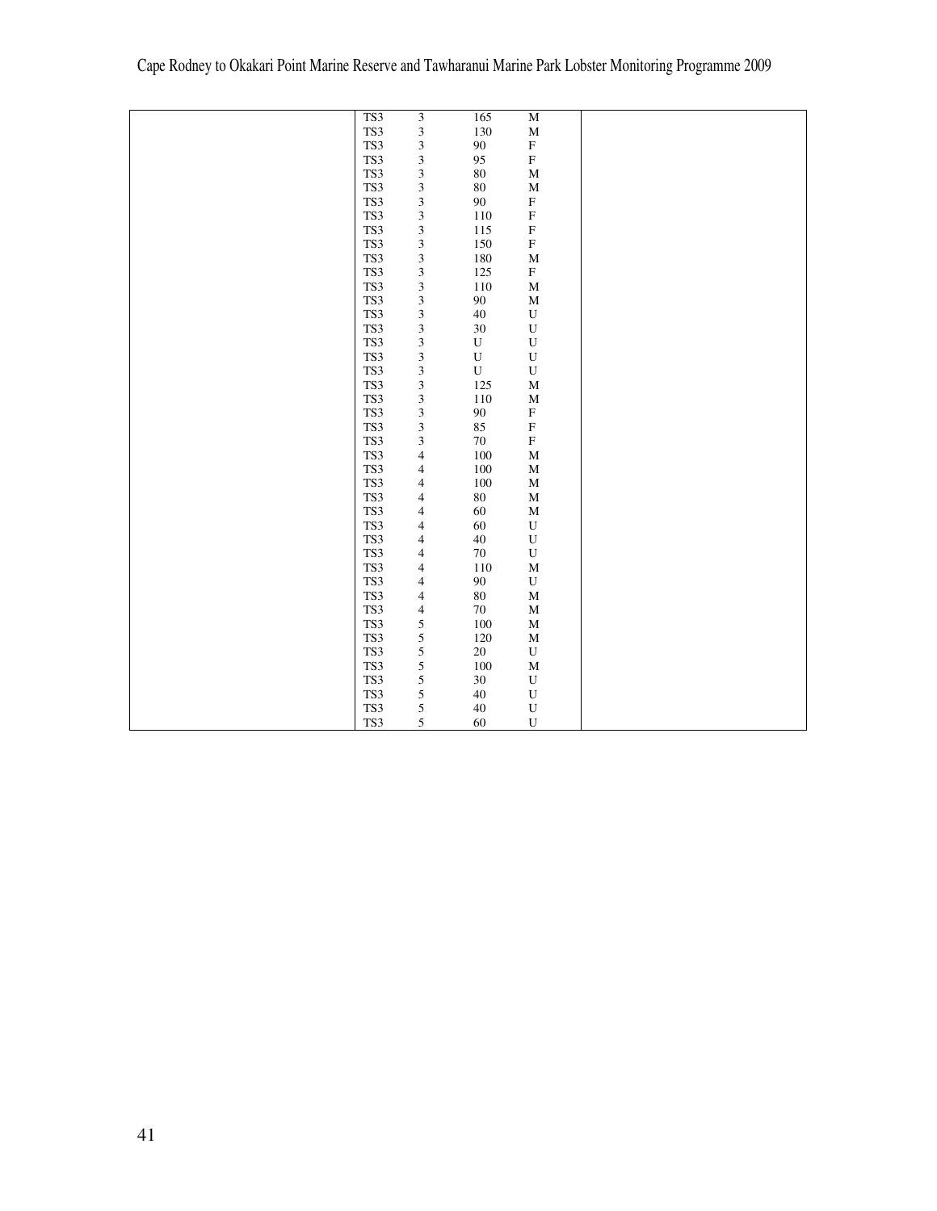| | | | | | |
|---|---|---|---|---|---|
| | TS3 | 3 | 165 | M | |
| | TS3 | 3 | 130 | M | |
| | TS3 | 3 | 90 | F | |
| | TS3 | 3 | 95 | F | |
| | TS3 | 3 | 80 | M | |
| | TS3 | 3 | 80 | M | |
| | TS3 | 3 | 90 | F | |
| | TS3 | 3 | 110 | F | |
| | TS3 | 3 | 115 | F | |
| | TS3 | 3 | 150 | F | |
| | TS3 | 3 | 180 | M | |
| | TS3 | 3 | 125 | F | |
| | TS3 | 3 | 110 | M | |
| | TS3 | 3 | 90 | M | |
| | TS3 | 3 | 40 | U | |
| | TS3 | 3 | 30 | U | |
| | TS3 | 3 | U | U | |
| | TS3 | 3 | U | U | |
| | TS3 | 3 | U | U | |
| | TS3 | 3 | 125 | M | |
| | TS3 | 3 | 110 | M | |
| | TS3 | 3 | 90 | F | |
| | TS3 | 3 | 85 | F | |
| | TS3 | 3 | 70 | F | |
| | TS3 | 4 | 100 | M | |
| | TS3 | 4 | 100 | M | |
| | TS3 | 4 | 100 | M | |
| | TS3 | 4 | 80 | M | |
| | TS3 | 4 | 60 | M | |
| | TS3 | 4 | 60 | U | |
| | TS3 | 4 | 40 | U | |
| | TS3 | 4 | 70 | U | |
| | TS3 | 4 | 110 | M | |
| | TS3 | 4 | 90 | U | |
| | TS3 | 4 | 80 | M | |
| | TS3 | 4 | 70 | M | |
| | TS3 | 5 | 100 | M | |
| | TS3 | 5 | 120 | M | |
| | TS3 | 5 | 20 | U | |
| | TS3 | 5 | 100 | M | |
| | TS3 | 5 | 30 | U | |
| | TS3 | 5 | 40 | U | |
| | TS3 | 5 | 40 | U | |
| | TS3 | 5 | 60 | U | |